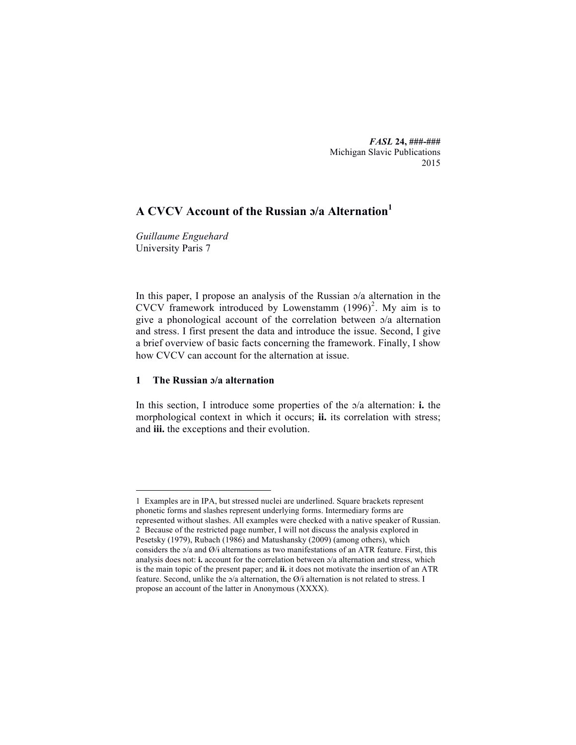# A CVCV Account of the Russian ɔ/a Alternation[1]

*Guillaume Enguehard*
University Paris 7

In this paper, I propose an analysis of the Russian ɔ/a alternation in the CVCV framework introduced by Lowenstamm (1996)[2]. My aim is to give a phonological account of the correlation between ɔ/a alternation and stress. I first present the data and introduce the issue. Second, I give a brief overview of basic facts concerning the framework. Finally, I show how CVCV can account for the alternation at issue.

## 1 The Russian ɔ/a alternation

In this section, I introduce some properties of the ɔ/a alternation: **i.** the morphological context in which it occurs; **ii.** its correlation with stress; and **iii.** the exceptions and their evolution.

---

1 Examples are in IPA, but stressed nuclei are underlined. Square brackets represent phonetic forms and slashes represent underlying forms. Intermediary forms are represented without slashes. All examples were checked with a native speaker of Russian.

2 Because of the restricted page number, I will not discuss the analysis explored in Pesetsky (1979), Rubach (1986) and Matushansky (2009) (among others), which considers the ɔ/a and Ø/ɨ alternations as two manifestations of an ATR feature. First, this analysis does not: **i.** account for the correlation between ɔ/a alternation and stress, which is the main topic of the present paper; and **ii.** it does not motivate the insertion of an ATR feature. Second, unlike the ɔ/a alternation, the Ø/ɨ alternation is not related to stress. I propose an account of the latter in Anonymous (XXXX).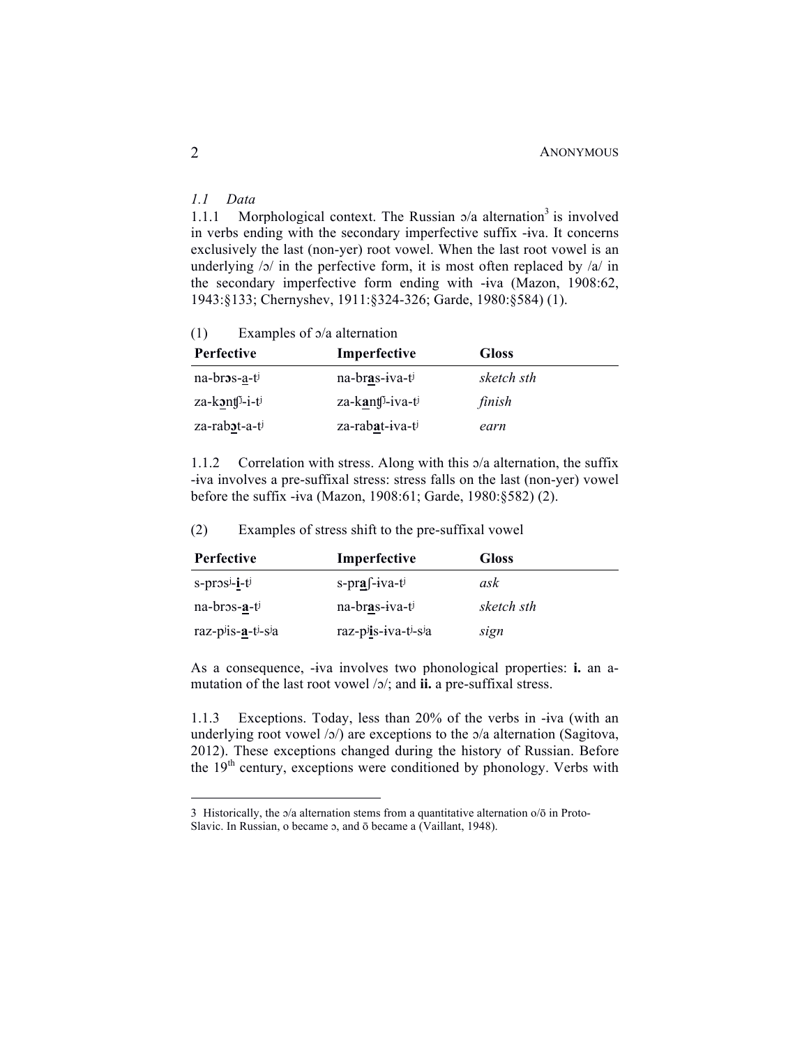### *1.1 Data*

1.1.1 Morphological context. The Russian ɔ/a alternation[3] is involved in verbs ending with the secondary imperfective suffix -ɨva. It concerns exclusively the last (non-yer) root vowel. When the last root vowel is an underlying /ɔ/ in the perfective form, it is most often replaced by /a/ in the secondary imperfective form ending with -ɨva (Mazon, 1908:62, 1943:§133; Chernyshev, 1911:§324-326; Garde, 1980:§584) (1).

(1) Examples of ɔ/a alternation

| **Perfective** | **Imperfective** | **Gloss** |
|---|---|---|
| na-br**ɔ**s-a-tʲ | na-br**a**s-ɨva-tʲ | *sketch sth* |
| za-k**ɔ**ntʃʲ-i-tʲ | za-k**a**ntʃʲ-ɨva-tʲ | *finish* |
| za-rab**ɔ**t-a-tʲ | za-rab**a**t-ɨva-tʲ | *earn* |

1.1.2 Correlation with stress. Along with this ɔ/a alternation, the suffix -ɨva involves a pre-suffixal stress: stress falls on the last (non-yer) vowel before the suffix -ɨva (Mazon, 1908:61; Garde, 1980:§582) (2).

(2) Examples of stress shift to the pre-suffixal vowel

| **Perfective** | **Imperfective** | **Gloss** |
|---|---|---|
| s-prɔsʲ-**i**-tʲ | s-pr**a**ʃ-ɨva-tʲ | *ask* |
| na-brɔs-**a**-tʲ | na-br**a**s-ɨva-tʲ | *sketch sth* |
| raz-pʲis-**a**-tʲ-sʲa | raz-pʲ**i**s-ɨva-tʲ-sʲa | *sign* |

As a consequence, -ɨva involves two phonological properties: **i.** an a-mutation of the last root vowel /ɔ/; and **ii.** a pre-suffixal stress.

1.1.3 Exceptions. Today, less than 20% of the verbs in -ɨva (with an underlying root vowel /ɔ/) are exceptions to the ɔ/a alternation (Sagitova, 2012). These exceptions changed during the history of Russian. Before the 19th century, exceptions were conditioned by phonology. Verbs with

[3] Historically, the ɔ/a alternation stems from a quantitative alternation o/ō in Proto-Slavic. In Russian, o became ɔ, and ō became a (Vaillant, 1948).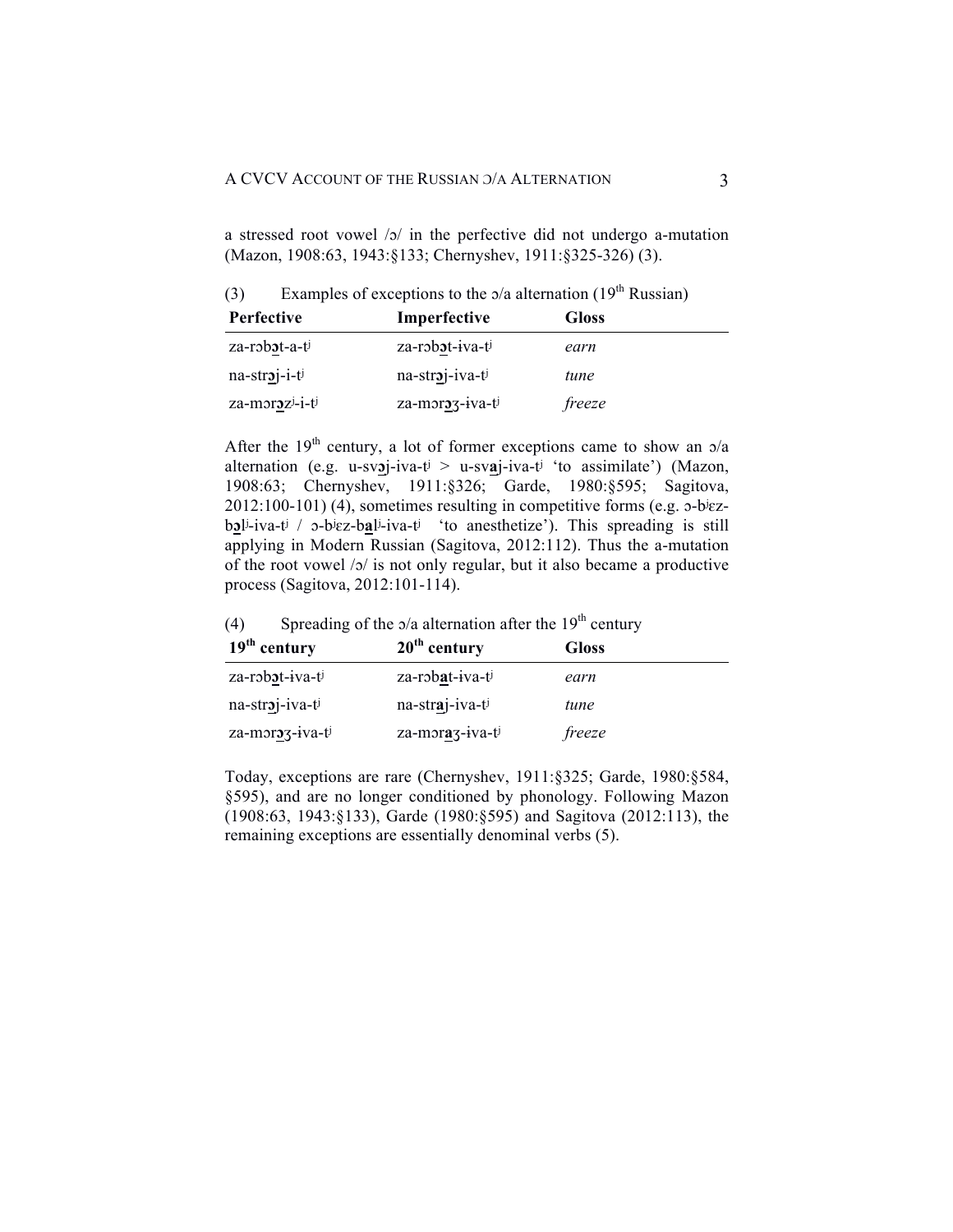a stressed root vowel /ɔ/ in the perfective did not undergo a-mutation (Mazon, 1908:63, 1943:§133; Chernyshev, 1911:§325-326) (3).

(3) Examples of exceptions to the ɔ/a alternation (19th Russian)

| Perfective | Imperfective | Gloss |
|---|---|---|
| za-rɔb**ɔ**t-a-tʲ | za-rɔb**ɔ**t-ɨva-tʲ | *earn* |
| na-str**ɔ**j-i-tʲ | na-str**ɔ**j-ɨva-tʲ | *tune* |
| za-mɔr**ɔ**zʲ-i-tʲ | za-mɔr**ɔ**ʒ-ɨva-tʲ | *freeze* |

After the 19th century, a lot of former exceptions came to show an ɔ/a alternation (e.g. u-sv**ɔ**j-ɨva-tʲ > u-sv**a**j-ɨva-tʲ 'to assimilate') (Mazon, 1908:63; Chernyshev, 1911:§326; Garde, 1980:§595; Sagitova, 2012:100-101) (4), sometimes resulting in competitive forms (e.g. ɔ-bʲɛz-b**ɔ**lʲ-ɨva-tʲ / ɔ-bʲɛz-b**a**lʲ-ɨva-tʲ 'to anesthetize'). This spreading is still applying in Modern Russian (Sagitova, 2012:112). Thus the a-mutation of the root vowel /ɔ/ is not only regular, but it also became a productive process (Sagitova, 2012:101-114).

(4) Spreading of the ɔ/a alternation after the 19th century

| 19th century | 20th century | Gloss |
|---|---|---|
| za-rɔb**ɔ**t-ɨva-tʲ | za-rɔb**a**t-ɨva-tʲ | *earn* |
| na-str**ɔ**j-ɨva-tʲ | na-str**a**j-ɨva-tʲ | *tune* |
| za-mɔr**ɔ**ʒ-ɨva-tʲ | za-mɔr**a**ʒ-ɨva-tʲ | *freeze* |

Today, exceptions are rare (Chernyshev, 1911:§325; Garde, 1980:§584, §595), and are no longer conditioned by phonology. Following Mazon (1908:63, 1943:§133), Garde (1980:§595) and Sagitova (2012:113), the remaining exceptions are essentially denominal verbs (5).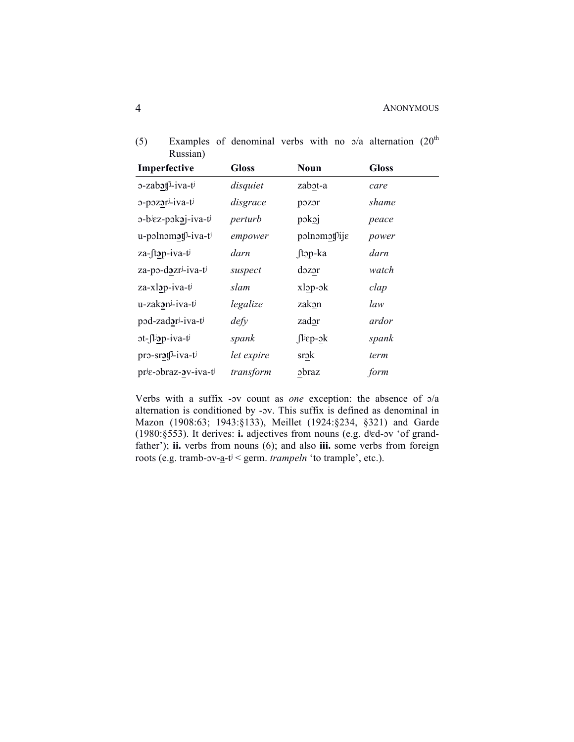(5) Examples of denominal verbs with no ɔ/a alternation (20th Russian)

| Imperfective | Gloss | Noun | Gloss |
|---|---|---|---|
| ɔ-zab**ɔ̲**ʧʲ-iva-tʲ | *disquiet* | zabɔ̲t-a | *care* |
| ɔ-pɔz**ɔ̲**rʲ-iva-tʲ | *disgrace* | pɔzɔ̲r | *shame* |
| ɔ-bʲɛz-pɔk**ɔ̲**j-iva-tʲ | *perturb* | pɔkɔ̲j | *peace* |
| u-pɔlnɔm**ɔ̲**ʧʲ-iva-tʲ | *empower* | pɔlnɔmɔ̲ʧʲijɛ | *power* |
| za-ʃt**ɔ̲**p-ɨva-tʲ | *darn* | ʃtɔ̲p-ka | *darn* |
| za-pɔ-d**ɔ̲**zrʲ-iva-tʲ | *suspect* | dɔzɔ̲r | *watch* |
| za-xl**ɔ̲**p-ɨva-tʲ | *slam* | xlɔ̲p-ɔk | *clap* |
| u-zak**ɔ̲**nʲ-iva-tʲ | *legalize* | zakɔ̲n | *law* |
| pɔd-zad**ɔ̲**rʲ-iva-tʲ | *defy* | zadɔ̲r | *ardor* |
| ɔt-ʃlʲ**ɔ̲**p-ɨva-tʲ | *spank* | ʃlʲɛp-ɔ̲k | *spank* |
| prɔ-sr**ɔ̲**ʧʲ-iva-tʲ | *let expire* | srɔ̲k | *term* |
| prʲɛ-ɔbraz-**ɔ̲**v-ɨva-tʲ | *transform* | ɔ̲braz | *form* |

Verbs with a suffix -ɔv count as *one* exception: the absence of ɔ/a alternation is conditioned by -ɔv. This suffix is defined as denominal in Mazon (1908:63; 1943:§133), Meillet (1924:§234, §321) and Garde (1980:§553). It derives: **i.** adjectives from nouns (e.g. dʲɛ̲d-ɔv 'of grand-father'); **ii.** verbs from nouns (6); and also **iii.** some verbs from foreign roots (e.g. tramb-ɔv-a̲-tʲ < germ. *trampeln* 'to trample', etc.).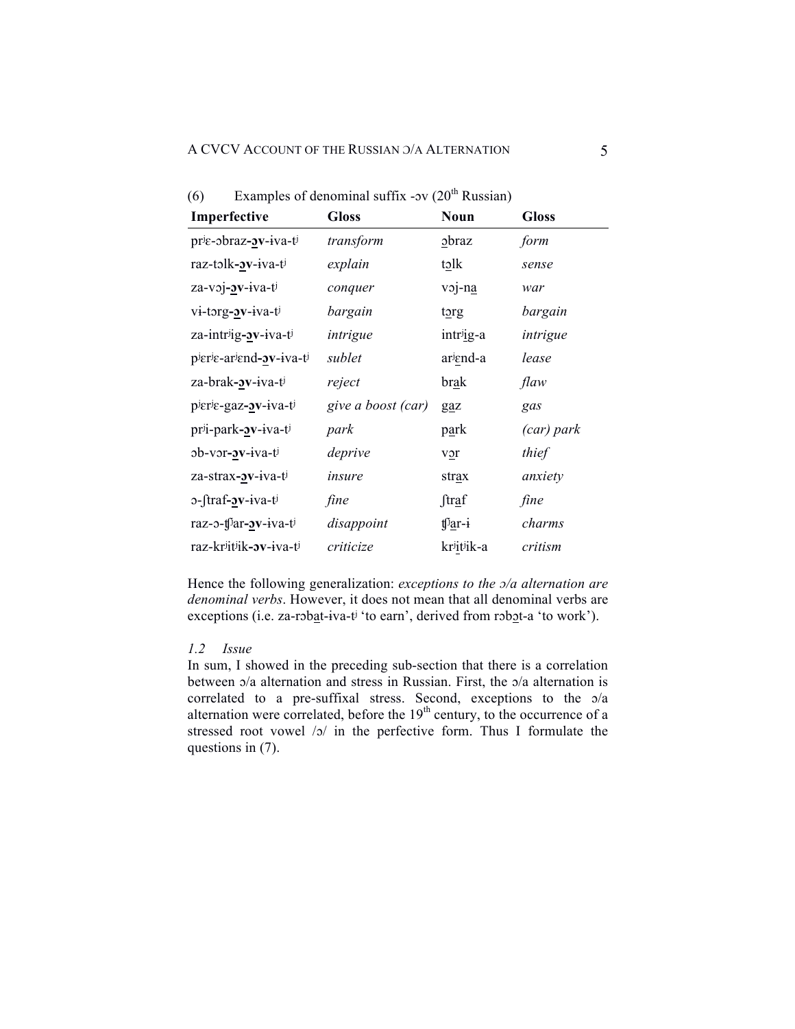(6) Examples of denominal suffix -ɔv (20th Russian)

| Imperfective | Gloss | Noun | Gloss |
|---|---|---|---|
| prʲɛ-ɔbraz-**ɔv**-ɨva-tʲ | *transform* | ɔbraz | *form* |
| raz-tɔlk-**ɔv**-ɨva-tʲ | *explain* | tɔlk | *sense* |
| za-vɔj-**ɔv**-ɨva-tʲ | *conquer* | vɔj-na | *war* |
| vɨ-tɔrg-**ɔv**-ɨva-tʲ | *bargain* | tɔrg | *bargain* |
| za-intrʲig-**ɔv**-ɨva-tʲ | *intrigue* | intrʲig-a | *intrigue* |
| pʲɛrʲɛ-arʲɛnd-**ɔv**-ɨva-tʲ | *sublet* | arʲɛnd-a | *lease* |
| za-brak-**ɔv**-ɨva-tʲ | *reject* | brak | *flaw* |
| pʲɛrʲɛ-gaz-**ɔv**-ɨva-tʲ | *give a boost (car)* | gaz | *gas* |
| prʲi-park-**ɔv**-ɨva-tʲ | *park* | park | *(car) park* |
| ɔb-vɔr-**ɔv**-ɨva-tʲ | *deprive* | vɔr | *thief* |
| za-strax-**ɔv**-ɨva-tʲ | *insure* | strax | *anxiety* |
| ɔ-ʃtraf-**ɔv**-ɨva-tʲ | *fine* | ʃtraf | *fine* |
| raz-ɔ-ʧʲar-**ɔv**-ɨva-tʲ | *disappoint* | ʧʲar-ɨ | *charms* |
| raz-krʲitʲik-**ɔv**-ɨva-tʲ | *criticize* | krʲitʲik-a | *critism* |

Hence the following generalization: *exceptions to the ɔ/a alternation are denominal verbs*. However, it does not mean that all denominal verbs are exceptions (i.e. za-rɔbat-ɨva-tʲ 'to earn', derived from rɔbɔt-a 'to work').

### *1.2 Issue*

In sum, I showed in the preceding sub-section that there is a correlation between ɔ/a alternation and stress in Russian. First, the ɔ/a alternation is correlated to a pre-suffixal stress. Second, exceptions to the ɔ/a alternation were correlated, before the 19th century, to the occurrence of a stressed root vowel /ɔ/ in the perfective form. Thus I formulate the questions in (7).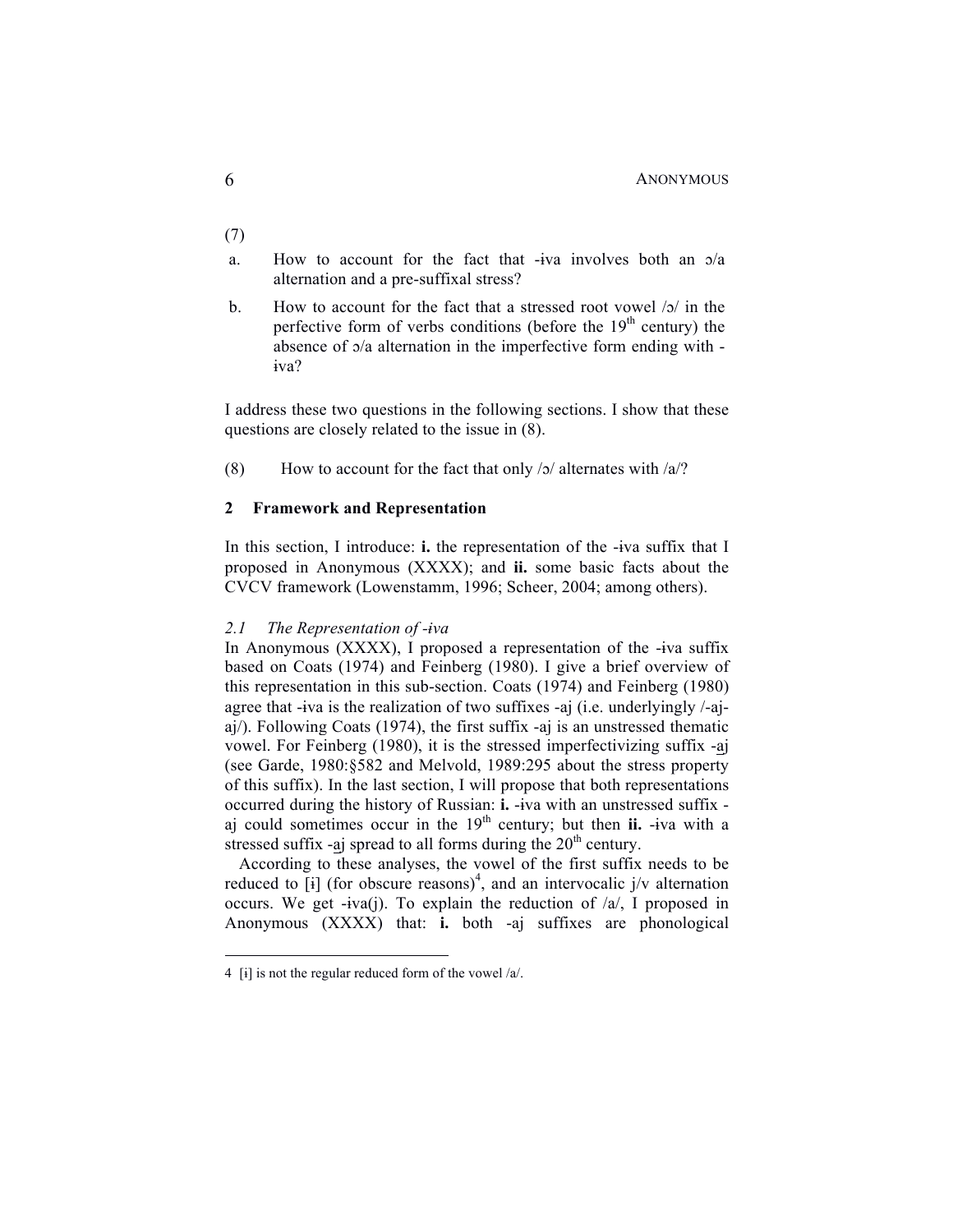(7)

a. How to account for the fact that -ɨva involves both an ɔ/a alternation and a pre-suffixal stress?

b. How to account for the fact that a stressed root vowel /ɔ/ in the perfective form of verbs conditions (before the 19th century) the absence of ɔ/a alternation in the imperfective form ending with -ɨva?

I address these two questions in the following sections. I show that these questions are closely related to the issue in (8).

(8) How to account for the fact that only /ɔ/ alternates with /a/?

## 2 Framework and Representation

In this section, I introduce: **i.** the representation of the -ɨva suffix that I proposed in Anonymous (XXXX); and **ii.** some basic facts about the CVCV framework (Lowenstamm, 1996; Scheer, 2004; among others).

### *2.1 The Representation of -ɨva*

In Anonymous (XXXX), I proposed a representation of the -ɨva suffix based on Coats (1974) and Feinberg (1980). I give a brief overview of this representation in this sub-section. Coats (1974) and Feinberg (1980) agree that -ɨva is the realization of two suffixes -aj (i.e. underlyingly /-aj-aj/). Following Coats (1974), the first suffix -aj is an unstressed thematic vowel. For Feinberg (1980), it is the stressed imperfectivizing suffix -a̲j (see Garde, 1980:§582 and Melvold, 1989:295 about the stress property of this suffix). In the last section, I will propose that both representations occurred during the history of Russian: **i.** -ɨva with an unstressed suffix -aj could sometimes occur in the 19th century; but then **ii.** -ɨva with a stressed suffix -a̲j spread to all forms during the 20th century.

According to these analyses, the vowel of the first suffix needs to be reduced to [ɨ] (for obscure reasons)[4], and an intervocalic j/v alternation occurs. We get -ɨva(j). To explain the reduction of /a/, I proposed in Anonymous (XXXX) that: **i.** both -aj suffixes are phonological

4 [ɨ] is not the regular reduced form of the vowel /a/.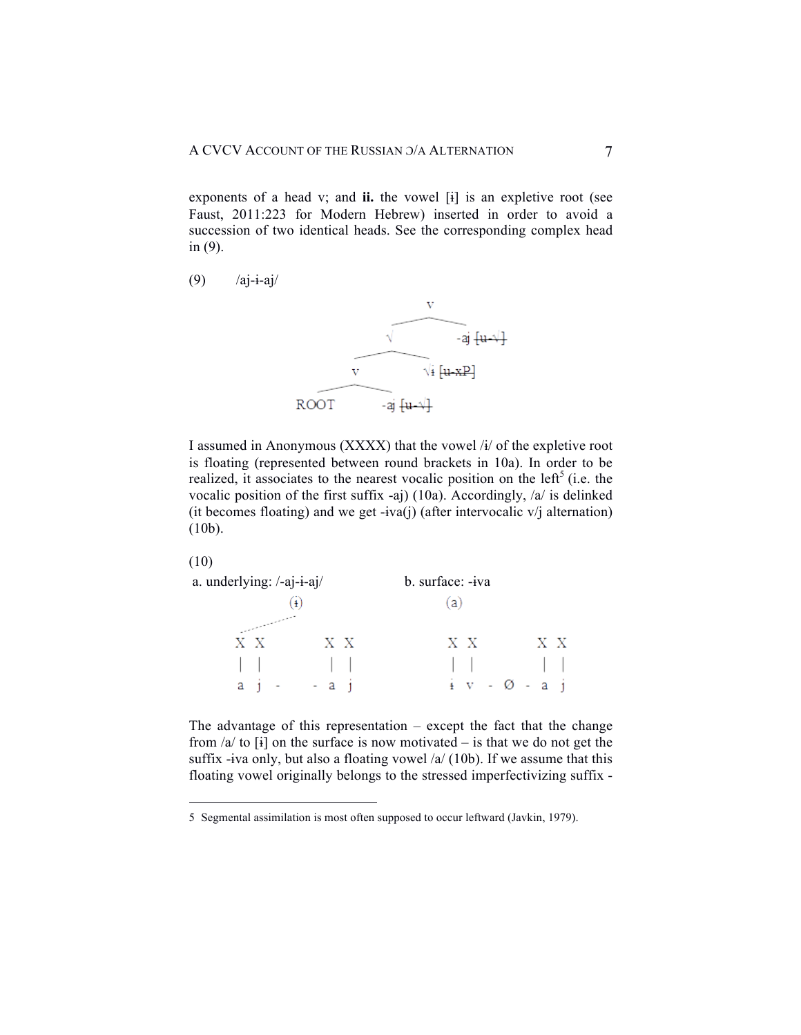exponents of a head v; and **ii.** the vowel [ɨ] is an expletive root (see Faust, 2011:223 for Modern Hebrew) inserted in order to avoid a succession of two identical heads. See the corresponding complex head in (9).

(9) /aj-ɨ-aj/

```
                v
          ______|______
         √             -aj [u-√]
     ____|____
    v         √ɨ [u-xP]
  __|__
ROOT   -aj [u-√]
```

I assumed in Anonymous (XXXX) that the vowel /ɨ/ of the expletive root is floating (represented between round brackets in 10a). In order to be realized, it associates to the nearest vocalic position on the left[5] (i.e. the vocalic position of the first suffix -aj) (10a). Accordingly, /a/ is delinked (it becomes floating) and we get -ɨva(j) (after intervocalic v/j alternation) (10b).

(10)

a. underlying: /-aj-ɨ-aj/

```
        (ɨ)
   . . '
X  X        X  X
|  |        |  |
a  j  -   - a  j
```

b. surface: -ɨva

```
      (a)

X  X         X  X
|  |         |  |
ɨ  v  -  Ø - a  j
```

The advantage of this representation – except the fact that the change from /a/ to [ɨ] on the surface is now motivated – is that we do not get the suffix -ɨva only, but also a floating vowel /a/ (10b). If we assume that this floating vowel originally belongs to the stressed imperfectivizing suffix -

5 Segmental assimilation is most often supposed to occur leftward (Javkin, 1979).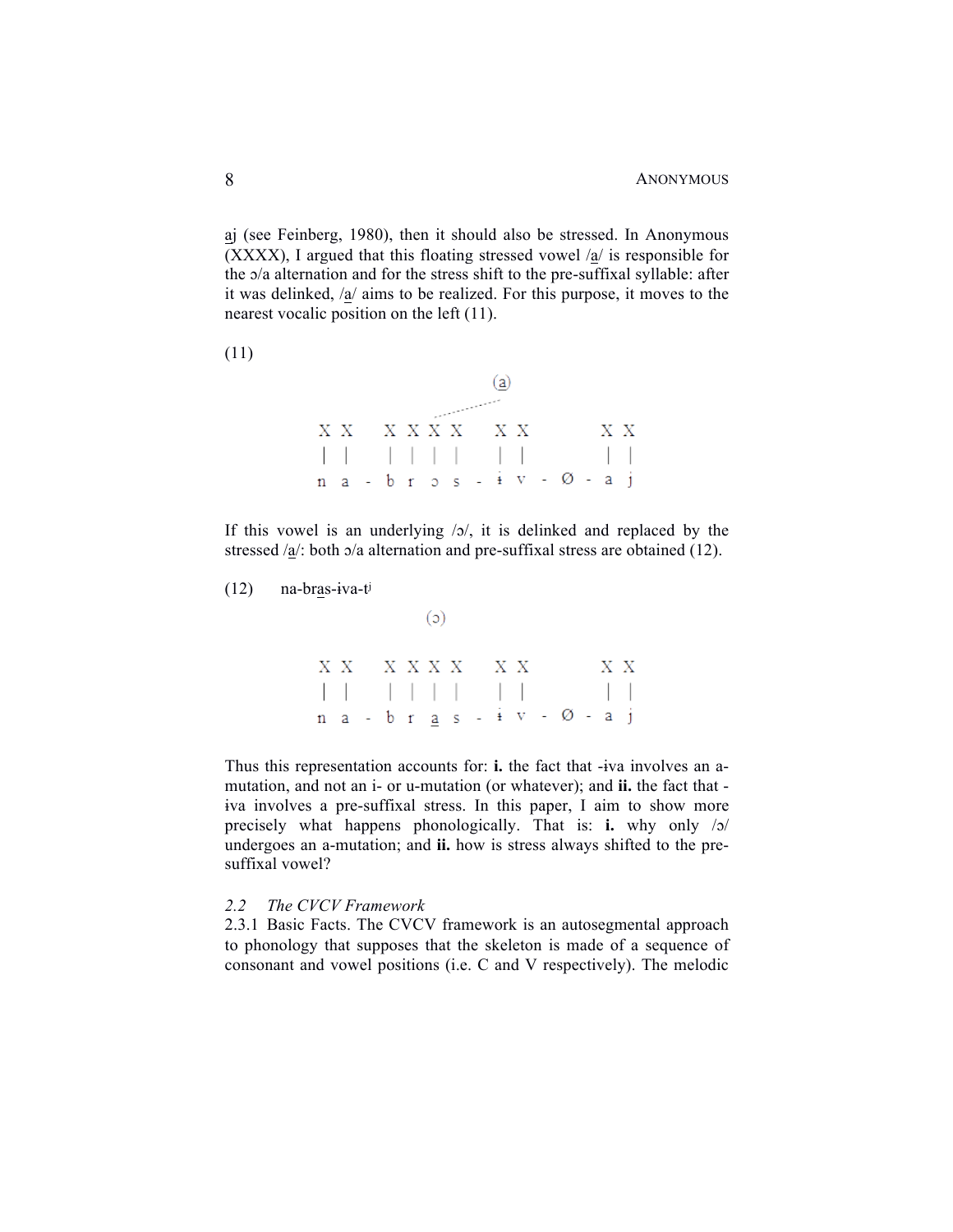a̲j (see Feinberg, 1980), then it should also be stressed. In Anonymous (XXXX), I argued that this floating stressed vowel /a̲/ is responsible for the ɔ/a alternation and for the stress shift to the pre-suffixal syllable: after it was delinked, /a̲/ aims to be realized. For this purpose, it moves to the nearest vocalic position on the left (11).

(11)

```
                              (a̲)
                         .......
X X    X X X X    X X        X X
| |    | | | |    | |        | |
n a  - b r ɔ s  - ɨ v  - Ø - a j
```

If this vowel is an underlying /ɔ/, it is delinked and replaced by the stressed /a̲/: both ɔ/a alternation and pre-suffixal stress are obtained (12).

(12) na-bra̲s-ɨva-tʲ

```
                  (ɔ)

X X    X X X X    X X        X X
| |    | | | |    | |        | |
n a  - b r a̲ s  - ɨ v  - Ø - a j
```

Thus this representation accounts for: **i.** the fact that -ɨva involves an a-mutation, and not an i- or u-mutation (or whatever); and **ii.** the fact that -ɨva involves a pre-suffixal stress. In this paper, I aim to show more precisely what happens phonologically. That is: **i.** why only /ɔ/ undergoes an a-mutation; and **ii.** how is stress always shifted to the pre-suffixal vowel?

### *2.2 The CVCV Framework*

2.3.1 Basic Facts. The CVCV framework is an autosegmental approach to phonology that supposes that the skeleton is made of a sequence of consonant and vowel positions (i.e. C and V respectively). The melodic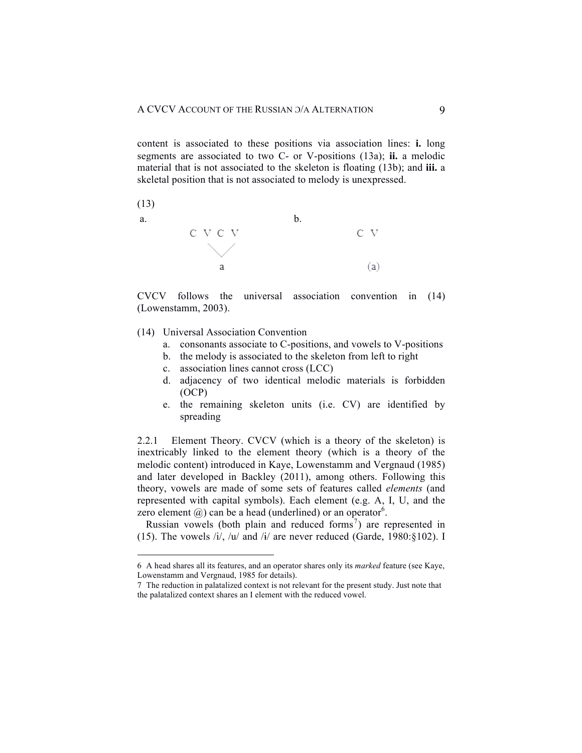content is associated to these positions via association lines: **i.** long segments are associated to two C- or V-positions (13a); **ii.** a melodic material that is not associated to the skeleton is floating (13b); and **iii.** a skeletal position that is not associated to melody is unexpressed.

(13)

a.

```
C V C V
  \   /
    a
```

b.

```
C V

  (a)
```

CVCV follows the universal association convention in (14) (Lowenstamm, 2003).

(14) Universal Association Convention

a. consonants associate to C-positions, and vowels to V-positions
b. the melody is associated to the skeleton from left to right
c. association lines cannot cross (LCC)
d. adjacency of two identical melodic materials is forbidden (OCP)
e. the remaining skeleton units (i.e. CV) are identified by spreading

2.2.1 Element Theory. CVCV (which is a theory of the skeleton) is inextricably linked to the element theory (which is a theory of the melodic content) introduced in Kaye, Lowenstamm and Vergnaud (1985) and later developed in Backley (2011), among others. Following this theory, vowels are made of some sets of features called *elements* (and represented with capital symbols). Each element (e.g. A, I, U, and the zero element @) can be a head (underlined) or an operator[6].

Russian vowels (both plain and reduced forms[7]) are represented in (15). The vowels /i/, /u/ and /ɨ/ are never reduced (Garde, 1980:§102). I

---

6 A head shares all its features, and an operator shares only its *marked* feature (see Kaye, Lowenstamm and Vergnaud, 1985 for details).

7 The reduction in palatalized context is not relevant for the present study. Just note that the palatalized context shares an I element with the reduced vowel.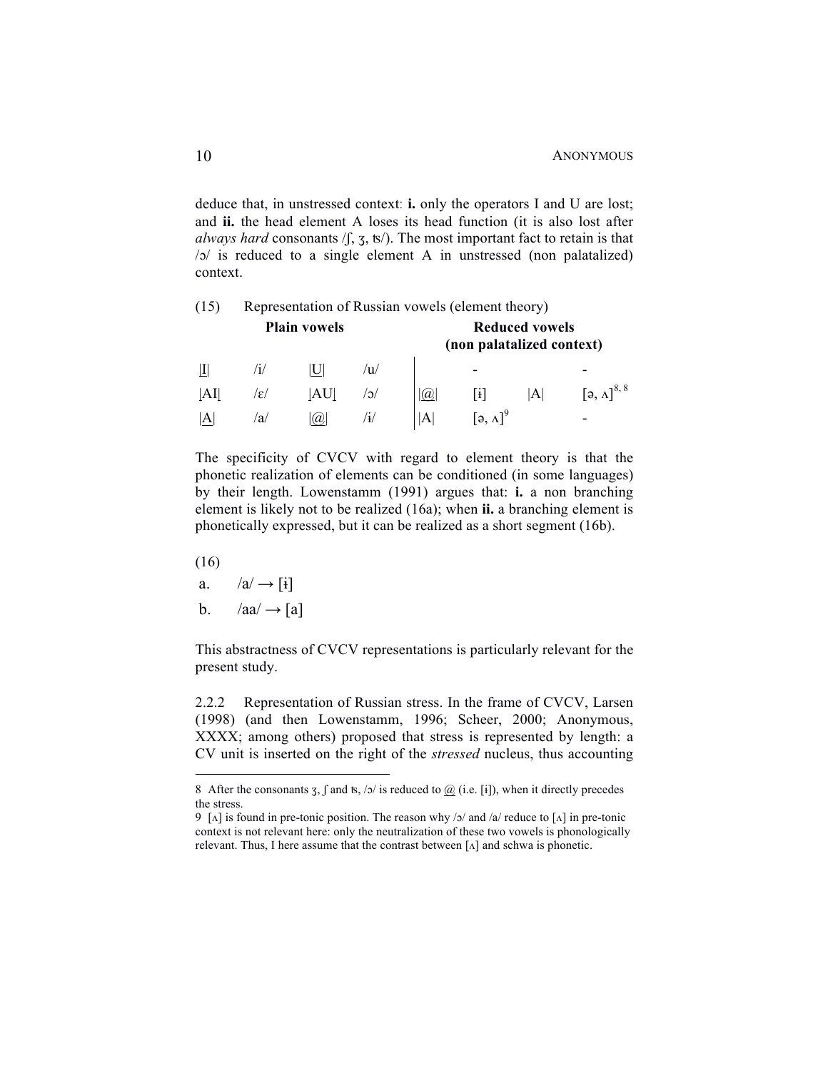deduce that, in unstressed context: **i.** only the operators I and U are lost; and **ii.** the head element A loses its head function (it is also lost after *always hard* consonants /ʃ, ʒ, ʦ/). The most important fact to retain is that /ɔ/ is reduced to a single element A in unstressed (non palatalized) context.

(15) Representation of Russian vowels (element theory)

| **Plain vowels** | | | | **Reduced vowels (non palatalized context)** | | | |
|---|---|---|---|---|---|---|---|
| \|I̲\| | /i/ | \|U̲\| | /u/ | | - | | - |
| \|AI̲\| | /ɛ/ | \|AU̲\| | /ɔ/ | \|@̲\| | [ɨ] | \|A\| | [ə, ʌ][8, 8] |
| \|A̲\| | /a/ | \|@̲\| | /ɨ/ | \|A\| | [ə, ʌ][9] | | - |

The specificity of CVCV with regard to element theory is that the phonetic realization of elements can be conditioned (in some languages) by their length. Lowenstamm (1991) argues that: **i.** a non branching element is likely not to be realized (16a); when **ii.** a branching element is phonetically expressed, but it can be realized as a short segment (16b).

(16)

a. /a/ → [ɨ]

b. /aa/ → [a]

This abstractness of CVCV representations is particularly relevant for the present study.

2.2.2 Representation of Russian stress. In the frame of CVCV, Larsen (1998) (and then Lowenstamm, 1996; Scheer, 2000; Anonymous, XXXX; among others) proposed that stress is represented by length: a CV unit is inserted on the right of the *stressed* nucleus, thus accounting

---

8 After the consonants ʒ, ʃ and ʦ, /ɔ/ is reduced to @̲ (i.e. [ɨ]), when it directly precedes the stress.

9 [ʌ] is found in pre-tonic position. The reason why /ɔ/ and /a/ reduce to [ʌ] in pre-tonic context is not relevant here: only the neutralization of these two vowels is phonologically relevant. Thus, I here assume that the contrast between [ʌ] and schwa is phonetic.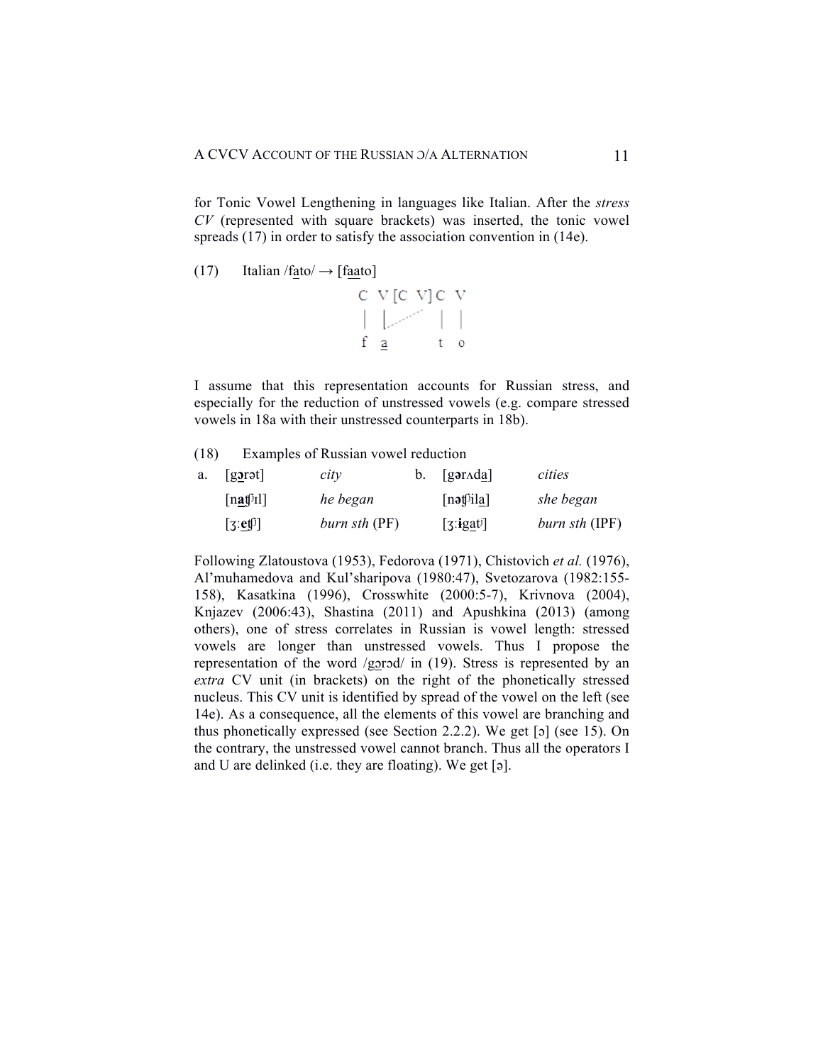for Tonic Vowel Lengthening in languages like Italian. After the *stress CV* (represented with square brackets) was inserted, the tonic vowel spreads (17) in order to satisfy the association convention in (14e).

(17) Italian /fa̲to/ → [fa̲a̲to]

```
C  V [C  V] C  V
|  |.......   |  |
f  a̲          t  o
```

I assume that this representation accounts for Russian stress, and especially for the reduction of unstressed vowels (e.g. compare stressed vowels in 18a with their unstressed counterparts in 18b).

(18) Examples of Russian vowel reduction

| | | | | | |
|---|---|---|---|---|---|
| a. | [g**ɔ̲**rət] | *city* | b. | [gərʌda̲] | *cities* |
| | [n**a̲**tʃʲɪl] | *he began* | | [nətʃʲila̲] | *she began* |
| | [ʒːe̲tʃʲ] | *burn sth* (PF) | | [ʒː**i**ga̲tʲ] | *burn sth* (IPF) |

Following Zlatoustova (1953), Fedorova (1971), Chistovich *et al.* (1976), Al'muhamedova and Kul'sharipova (1980:47), Svetozarova (1982:155-158), Kasatkina (1996), Crosswhite (2000:5-7), Krivnova (2004), Knjazev (2006:43), Shastina (2011) and Apushkina (2013) (among others), one of stress correlates in Russian is vowel length: stressed vowels are longer than unstressed vowels. Thus I propose the representation of the word /gɔ̲rɔd/ in (19). Stress is represented by an *extra* CV unit (in brackets) on the right of the phonetically stressed nucleus. This CV unit is identified by spread of the vowel on the left (see 14e). As a consequence, all the elements of this vowel are branching and thus phonetically expressed (see Section 2.2.2). We get [ɔ] (see 15). On the contrary, the unstressed vowel cannot branch. Thus all the operators I and U are delinked (i.e. they are floating). We get [ə].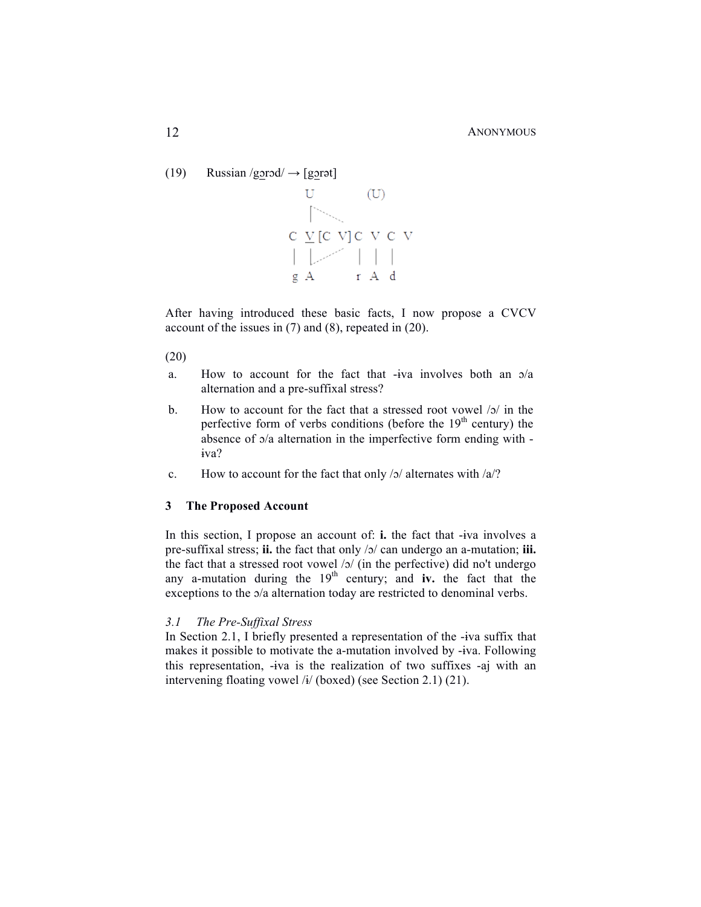(19) Russian /gɔ̲rɔd/ → [gɔ̲rət]

```
  U           (U)
  |‾‾‾‾‾‾‾.
C V̲ [C V] C V C V
|  |‾‾‾‾‾‾'  |  |  |
g A          r  A  d
```

After having introduced these basic facts, I now propose a CVCV account of the issues in (7) and (8), repeated in (20).

(20)

a. How to account for the fact that -ɨva involves both an ɔ/a alternation and a pre-suffixal stress?

b. How to account for the fact that a stressed root vowel /ɔ/ in the perfective form of verbs conditions (before the 19th century) the absence of ɔ/a alternation in the imperfective form ending with -ɨva?

c. How to account for the fact that only /ɔ/ alternates with /a/?

## 3 The Proposed Account

In this section, I propose an account of: **i.** the fact that -ɨva involves a pre-suffixal stress; **ii.** the fact that only /ɔ/ can undergo an a-mutation; **iii.** the fact that a stressed root vowel /ɔ/ (in the perfective) did no't undergo any a-mutation during the 19th century; and **iv.** the fact that the exceptions to the ɔ/a alternation today are restricted to denominal verbs.

### *3.1 The Pre-Suffixal Stress*

In Section 2.1, I briefly presented a representation of the -ɨva suffix that makes it possible to motivate the a-mutation involved by -ɨva. Following this representation, -ɨva is the realization of two suffixes -aj with an intervening floating vowel /ɨ/ (boxed) (see Section 2.1) (21).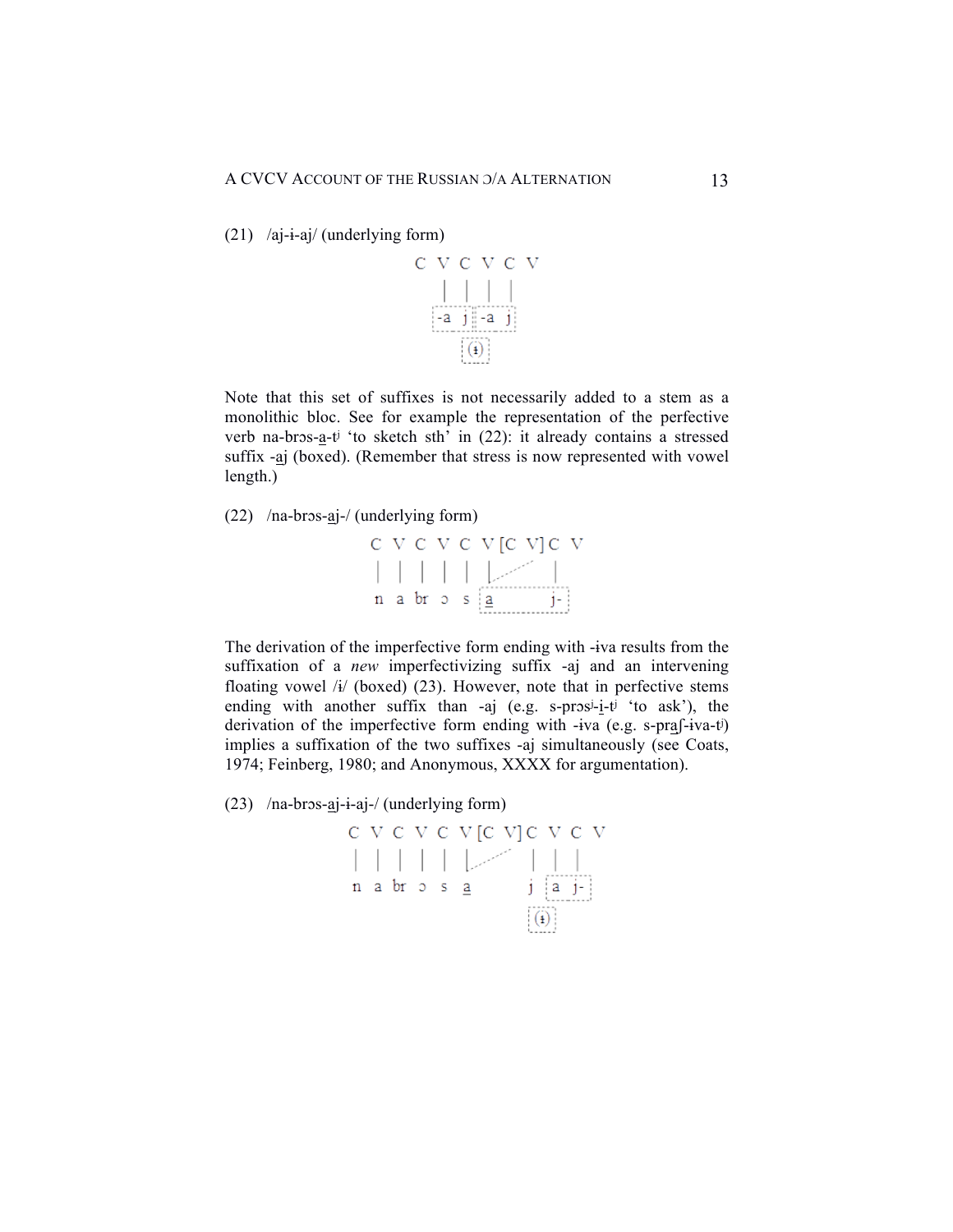(21) /aj-ɨ-aj/ (underlying form)

```
C  V  C  V  C  V
   |  |  |  |
  -a  j  -a  j
      (ɨ)
```

Note that this set of suffixes is not necessarily added to a stem as a monolithic bloc. See for example the representation of the perfective verb na-brɔs-a̲-tʲ ‘to sketch sth’ in (22): it already contains a stressed suffix -a̲j (boxed). (Remember that stress is now represented with vowel length.)

(22) /na-brɔs-a̲j-/ (underlying form)

```
C  V  C  V  C  V [C  V] C  V
|  |  |  |  |  |          |
n  a  br ɔ  s  a̲          j-
```

The derivation of the imperfective form ending with -ɨva results from the suffixation of a *new* imperfectivizing suffix -aj and an intervening floating vowel /ɨ/ (boxed) (23). However, note that in perfective stems ending with another suffix than -aj (e.g. s-prɔsʲ-i̲-tʲ ‘to ask’), the derivation of the imperfective form ending with -ɨva (e.g. s-pra̲ʃ-ɨva-tʲ) implies a suffixation of the two suffixes -aj simultaneously (see Coats, 1974; Feinberg, 1980; and Anonymous, XXXX for argumentation).

(23) /na-brɔs-a̲j-ɨ-aj-/ (underlying form)

```
C  V  C  V  C  V [C  V] C  V  C  V
|  |  |  |  |  |          |  |  |
n  a  br ɔ  s  a̲          j  a  j-
                            (ɨ)
```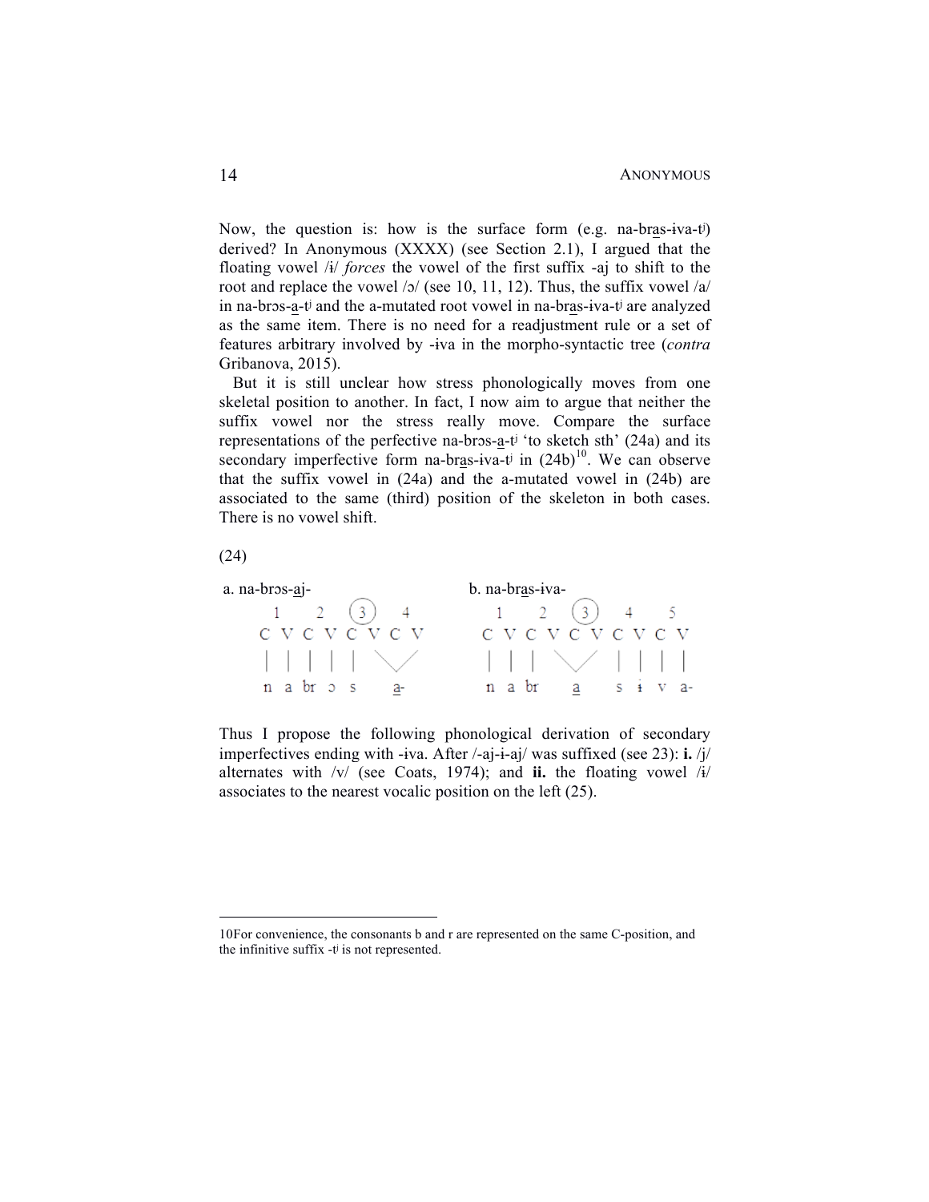Now, the question is: how is the surface form (e.g. na-bras-ɨva-tʲ) derived? In Anonymous (XXXX) (see Section 2.1), I argued that the floating vowel /ɨ/ *forces* the vowel of the first suffix -aj to shift to the root and replace the vowel /ɔ/ (see 10, 11, 12). Thus, the suffix vowel /a/ in na-brɔs-a-tʲ and the a-mutated root vowel in na-bras-ɨva-tʲ are analyzed as the same item. There is no need for a readjustment rule or a set of features arbitrary involved by -iva in the morpho-syntactic tree (*contra* Gribanova, 2015).

But it is still unclear how stress phonologically moves from one skeletal position to another. In fact, I now aim to argue that neither the suffix vowel nor the stress really move. Compare the surface representations of the perfective na-brɔs-a-tʲ 'to sketch sth' (24a) and its secondary imperfective form na-bras-ɨva-tʲ in (24b)[10]. We can observe that the suffix vowel in (24a) and the a-mutated vowel in (24b) are associated to the same (third) position of the skeleton in both cases. There is no vowel shift.

(24)

```
a. na-brɔs-aj-                    b. na-bras-ɨva-

   1   2  (3)  4                     1   2  (3)  4   5
   C V C V C V C V                   C V C V C V C V C V
   | | | | |  \ /                    | | |  \ /  | | | |
   n a br ɔ s  a-                    n a br  a   s ɨ v a-
```

Thus I propose the following phonological derivation of secondary imperfectives ending with -ɨva. After /-aj-ɨ-aj/ was suffixed (see 23): **i.** /j/ alternates with /v/ (see Coats, 1974); and **ii.** the floating vowel /ɨ/ associates to the nearest vocalic position on the left (25).

---

10For convenience, the consonants b and r are represented on the same C-position, and the infinitive suffix -tʲ is not represented.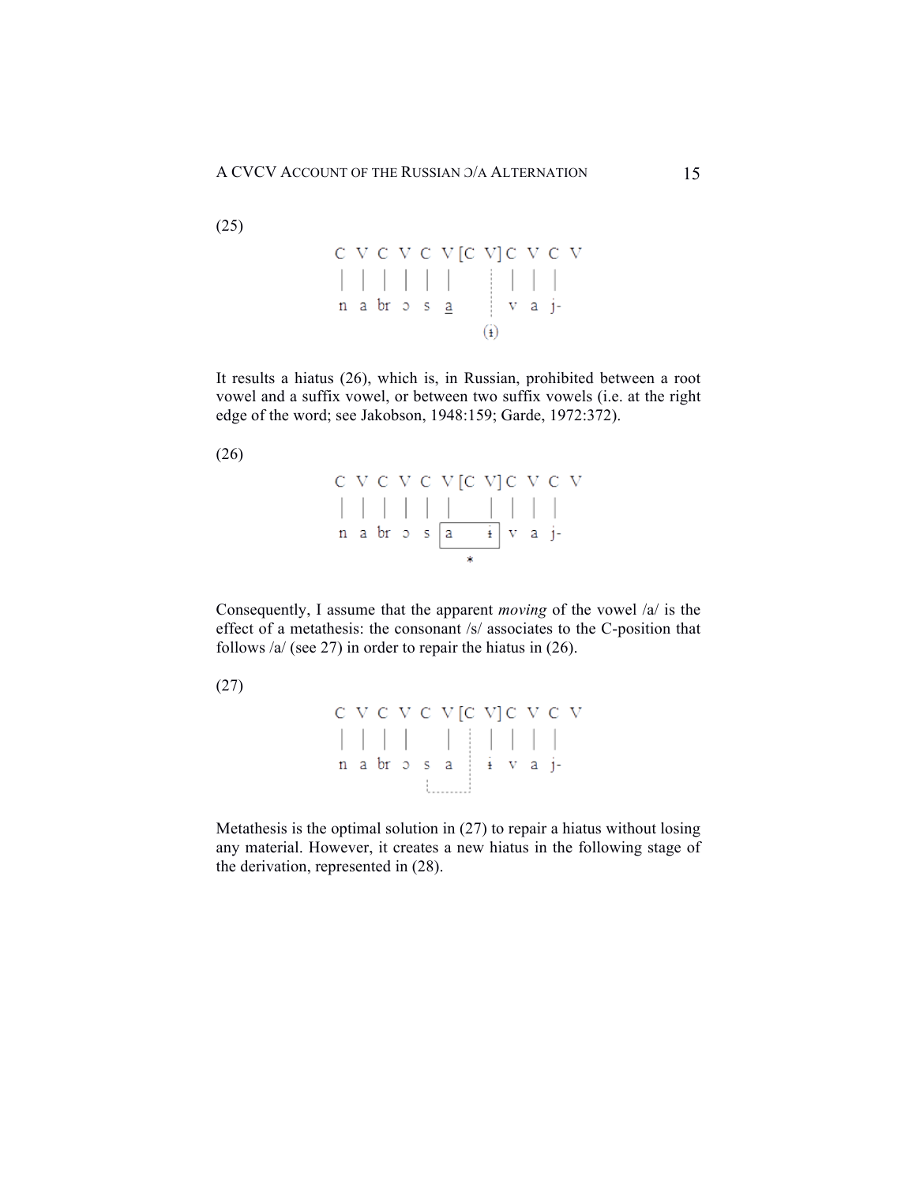(25)

```
C V C V C V [C V] C V C V
| | | | | |      ¦  | | |
n a br ɔ s a      ¦  v a j-
                 (ɨ)
```

It results a hiatus (26), which is, in Russian, prohibited between a root vowel and a suffix vowel, or between two suffix vowels (i.e. at the right edge of the word; see Jakobson, 1948:159; Garde, 1972:372).

(26)

```
C V C V C V [C V] C V C V
| | | | | |     |  | | |
n a br ɔ s [a     ɨ] v a j-
               *
```

Consequently, I assume that the apparent *moving* of the vowel /a/ is the effect of a metathesis: the consonant /s/ associates to the C-position that follows /a/ (see 27) in order to repair the hiatus in (26).

(27)

```
C V C V C V [C V] C V C V
| | | |   |  ¦ | | | |
n a br ɔ s a  ¦ ɨ v a j-
         └┄┄┄┄┘
```

Metathesis is the optimal solution in (27) to repair a hiatus without losing any material. However, it creates a new hiatus in the following stage of the derivation, represented in (28).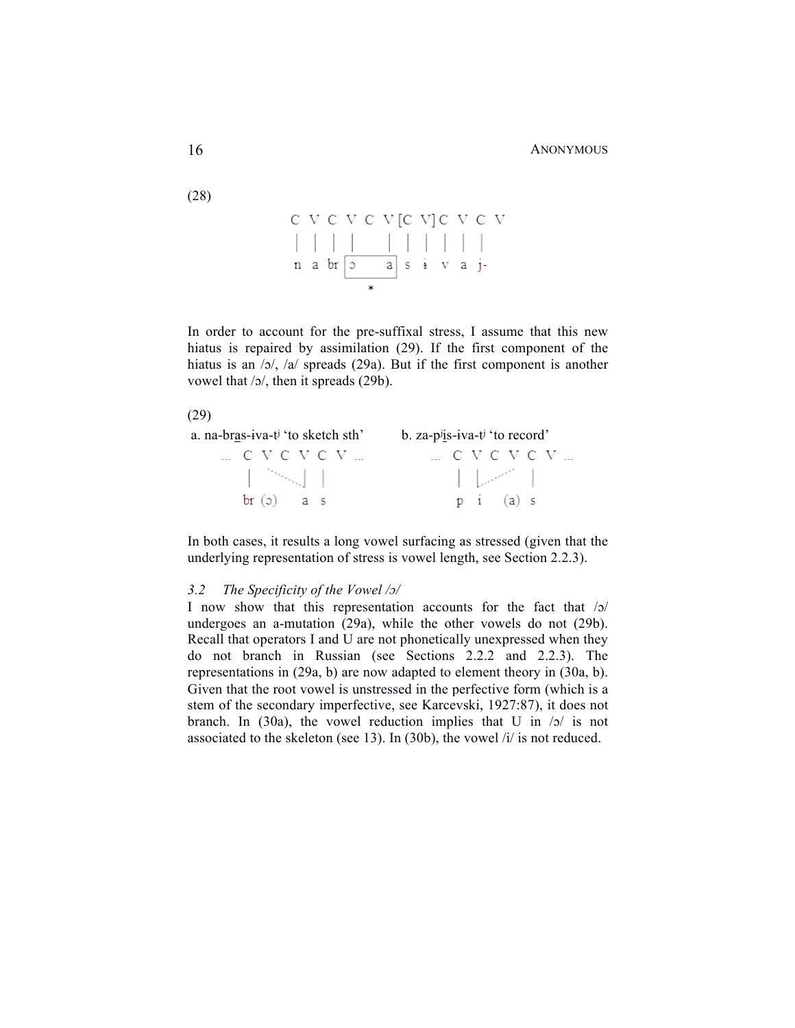(28)

```
C  V  C  V  C  V [C  V] C  V  C  V
|  |  |  |     |  |  |  |  |  |
n  a  br [ɔ       a] s  ɨ  v  a  j-
            *
```

In order to account for the pre-suffixal stress, I assume that this new hiatus is repaired by assimilation (29). If the first component of the hiatus is an /ɔ/, /a/ spreads (29a). But if the first component is another vowel that /ɔ/, then it spreads (29b).

(29)

a. na-bras-ɨva-tʲ 'to sketch sth'

```
... C  V  C  V  C  V ...
    |   `····.|  |
    br (ɔ)    a  s
```

b. za-pʲis-ɨva-tʲ 'to record'

```
... C  V  C  V  C  V ...
    |  |.·····´  |
    p  i    (a)  s
```

In both cases, it results a long vowel surfacing as stressed (given that the underlying representation of stress is vowel length, see Section 2.2.3).

### *3.2 The Specificity of the Vowel /ɔ/*

I now show that this representation accounts for the fact that /ɔ/ undergoes an a-mutation (29a), while the other vowels do not (29b). Recall that operators I and U are not phonetically unexpressed when they do not branch in Russian (see Sections 2.2.2 and 2.2.3). The representations in (29a, b) are now adapted to element theory in (30a, b). Given that the root vowel is unstressed in the perfective form (which is a stem of the secondary imperfective, see Karcevski, 1927:87), it does not branch. In (30a), the vowel reduction implies that U in /ɔ/ is not associated to the skeleton (see 13). In (30b), the vowel /i/ is not reduced.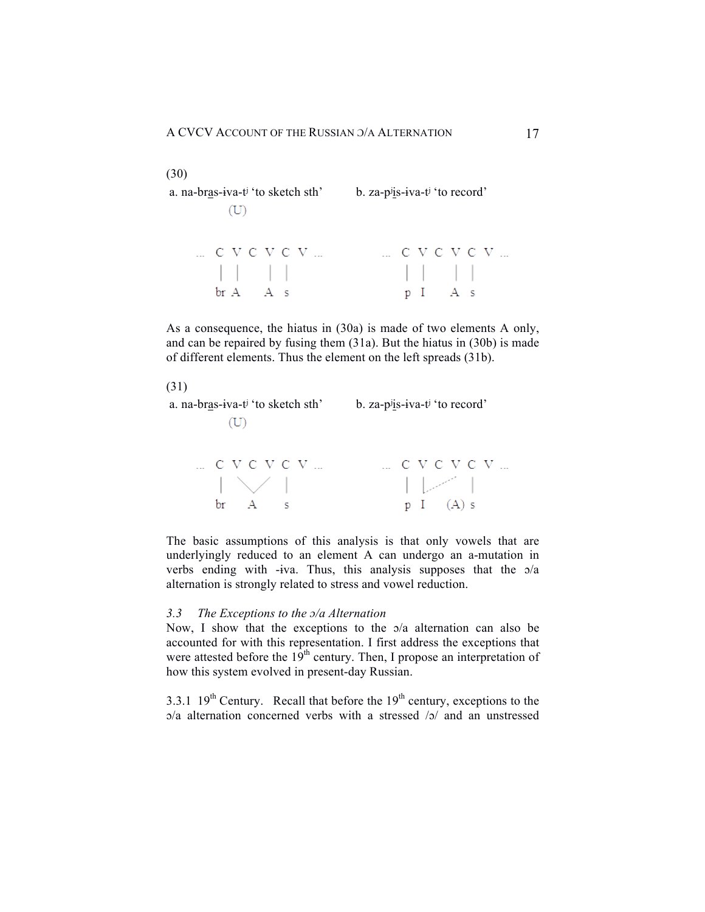(30)

a. na-bras-ɨva-tʲ ‘to sketch sth’ b. za-pʲis-ɨva-tʲ ‘to record’

```
     (U)

... C V C V C V ...          ... C V C V C V ...
    | |     | |                  | |     | |
   br A     A s                  p I     A s
```

As a consequence, the hiatus in (30a) is made of two elements A only, and can be repaired by fusing them (31a). But the hiatus in (30b) is made of different elements. Thus the element on the left spreads (31b).

(31)

a. na-bras-ɨva-tʲ ‘to sketch sth’ b. za-pʲis-ɨva-tʲ ‘to record’

```
     (U)

... C V C V C V ...          ... C V C V C V ...
    |  \ /    |                  | |.....    |
   br   A     s                  p I    (A)  s
```

The basic assumptions of this analysis is that only vowels that are underlyingly reduced to an element A can undergo an a-mutation in verbs ending with -ɨva. Thus, this analysis supposes that the ɔ/a alternation is strongly related to stress and vowel reduction.

### *3.3 The Exceptions to the ɔ/a Alternation*

Now, I show that the exceptions to the ɔ/a alternation can also be accounted for with this representation. I first address the exceptions that were attested before the 19th century. Then, I propose an interpretation of how this system evolved in present-day Russian.

3.3.1 19th Century. Recall that before the 19th century, exceptions to the ɔ/a alternation concerned verbs with a stressed /ɔ/ and an unstressed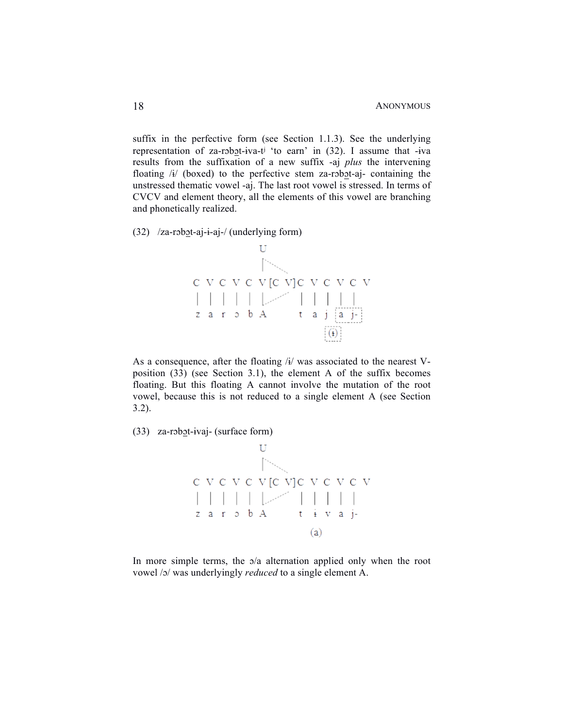suffix in the perfective form (see Section 1.1.3). See the underlying representation of za-rɔbo̱t-ɨva-tʲ ‘to earn’ in (32). I assume that -ɨva results from the suffixation of a new suffix -aj *plus* the intervening floating /ɨ/ (boxed) to the perfective stem za-rɔbo̱t-aj- containing the unstressed thematic vowel -aj. The last root vowel is stressed. In terms of CVCV and element theory, all the elements of this vowel are branching and phonetically realized.

(32) /za-rɔbo̱t-aj-ɨ-aj-/ (underlying form)

```
                U
                |⋱
C V C V C V [C V] C V C V C V
| | | | | |⋰      | | | | |
z a r ɔ b A       t a j [a j-]
                        [(ɨ)]
```

As a consequence, after the floating /ɨ/ was associated to the nearest V-position (33) (see Section 3.1), the element A of the suffix becomes floating. But this floating A cannot involve the mutation of the root vowel, because this is not reduced to a single element A (see Section 3.2).

(33) za-rɔbo̱t-ɨvaj- (surface form)

```
                U
                |⋱
C V C V C V [C V] C V C V C V
| | | | | |⋰      | | | | |
z a r ɔ b A       t ɨ v a j-
                       (a)
```

In more simple terms, the ɔ/a alternation applied only when the root vowel /ɔ/ was underlyingly *reduced* to a single element A.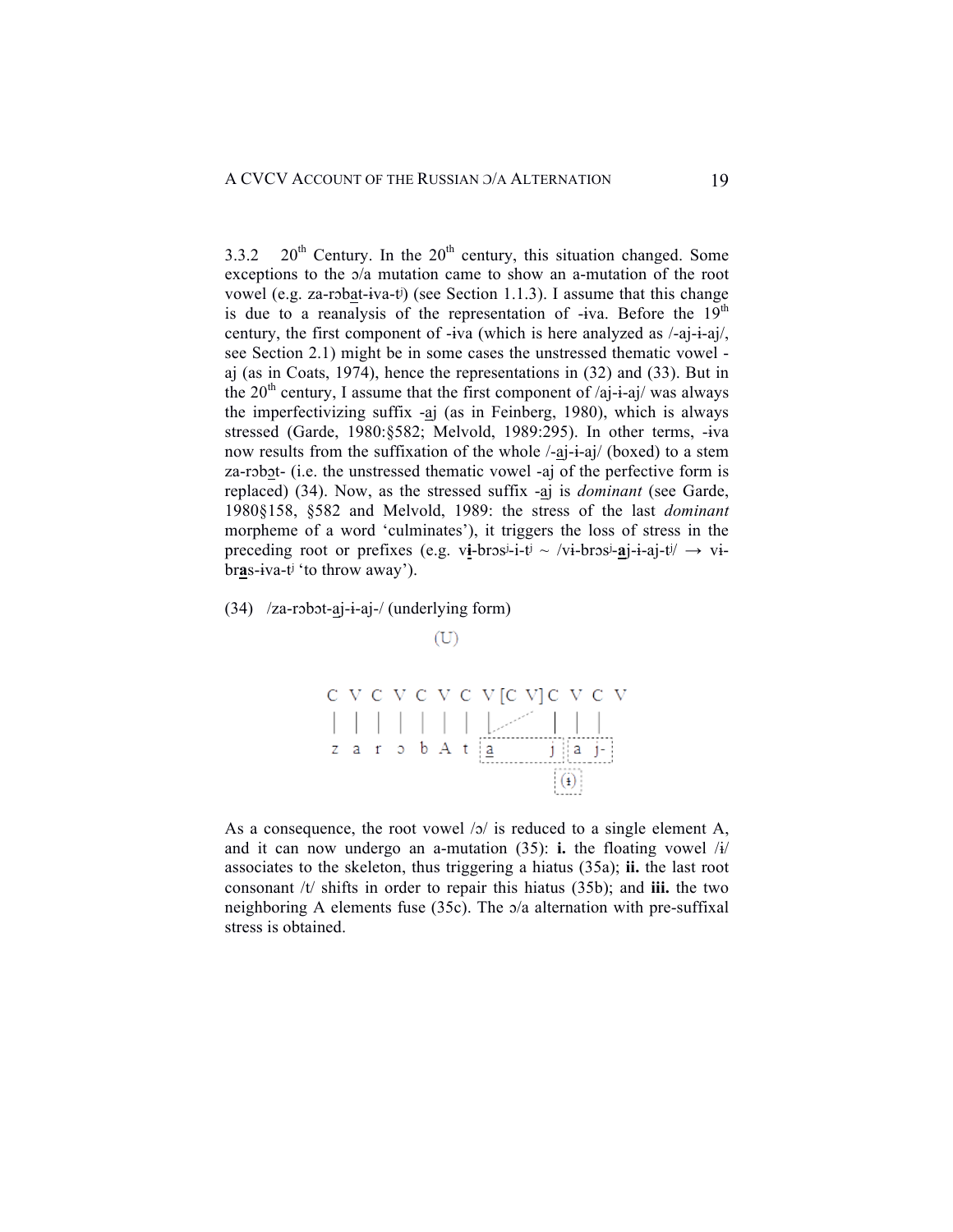3.3.2 20th Century. In the 20th century, this situation changed. Some exceptions to the ɔ/a mutation came to show an a-mutation of the root vowel (e.g. za-rɔbat-ɨva-tʲ) (see Section 1.1.3). I assume that this change is due to a reanalysis of the representation of -ɨva. Before the 19th century, the first component of -ɨva (which is here analyzed as /-aj-ɨ-aj/, see Section 2.1) might be in some cases the unstressed thematic vowel -aj (as in Coats, 1974), hence the representations in (32) and (33). But in the 20th century, I assume that the first component of /aj-ɨ-aj/ was always the imperfectivizing suffix -aj (as in Feinberg, 1980), which is always stressed (Garde, 1980:§582; Melvold, 1989:295). In other terms, -ɨva now results from the suffixation of the whole /-aj-ɨ-aj/ (boxed) to a stem za-rɔbɔt- (i.e. the unstressed thematic vowel -aj of the perfective form is replaced) (34). Now, as the stressed suffix -aj is *dominant* (see Garde, 1980§158, §582 and Melvold, 1989: the stress of the last *dominant* morpheme of a word 'culminates'), it triggers the loss of stress in the preceding root or prefixes (e.g. v**ɨ**-brɔsʲ-i-tʲ ~ /vɨ-brɔsʲ-**a**j-ɨ-aj-tʲ/ → vɨ-br**a**s-ɨva-tʲ 'to throw away').

(34) /za-rɔbɔt-aj-ɨ-aj-/ (underlying form)

```
                                 (U)

C  V  C  V  C  V  C  V [C  V] C  V  C  V
|  |  |  |  |  |  |  |          |  |  |
z  a  r  ɔ  b  A  t [a        j][a  j-]
                                (ɨ)
```

As a consequence, the root vowel /ɔ/ is reduced to a single element A, and it can now undergo an a-mutation (35): **i.** the floating vowel /ɨ/ associates to the skeleton, thus triggering a hiatus (35a); **ii.** the last root consonant /t/ shifts in order to repair this hiatus (35b); and **iii.** the two neighboring A elements fuse (35c). The ɔ/a alternation with pre-suffixal stress is obtained.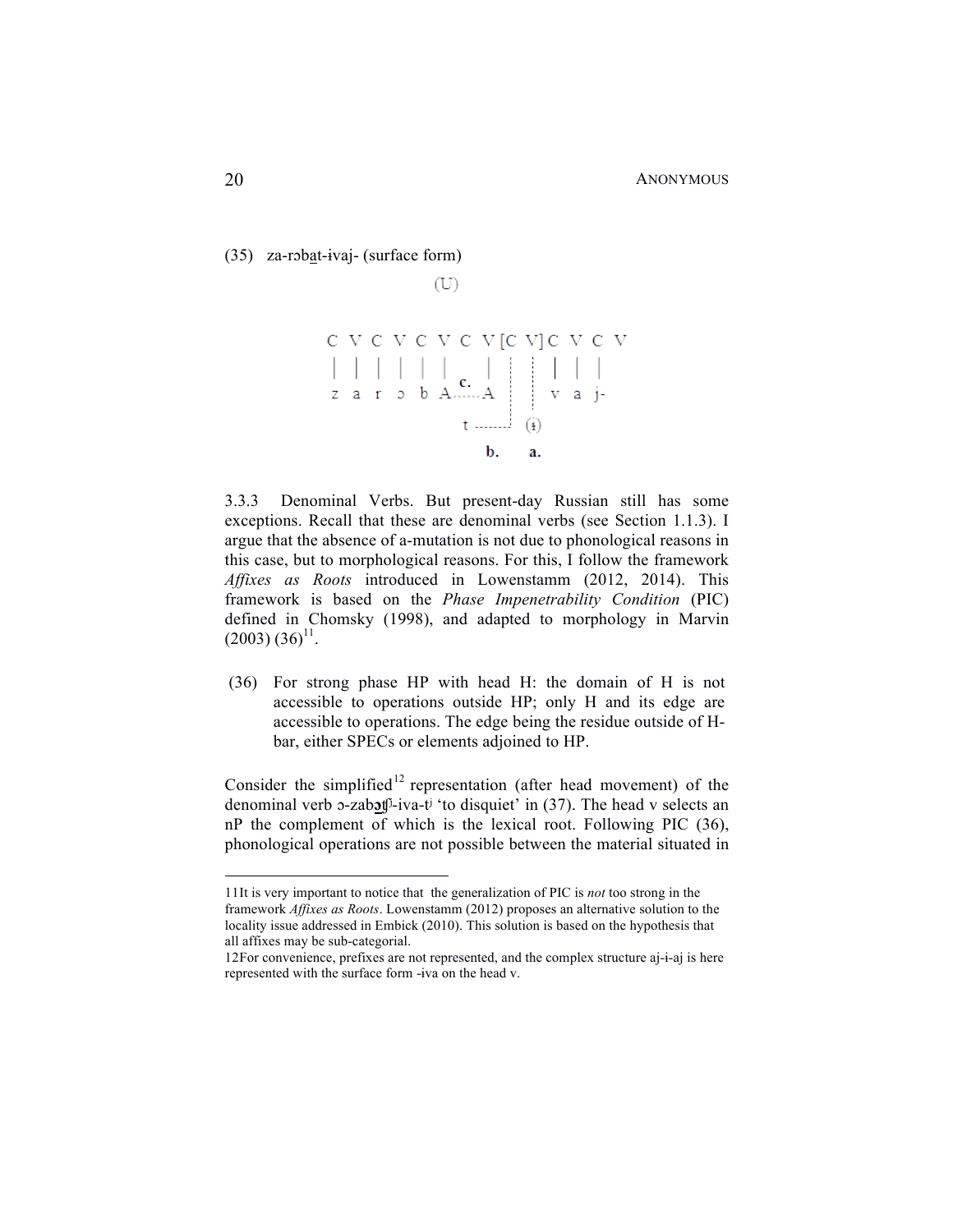(35) za-rɔba̲t-ɨvaj- (surface form)

```
                    (U)

C  V  C  V  C  V  C  V [C  V] C  V  C  V
|  |  |  |  |  |  c.   |  :   :  |  |  |
z  a  r  ɔ  b  A......A   :   :  v  a  j-
                          :   :
                 t .......:  (ɨ)
                      b.      a.
```

3.3.3 Denominal Verbs. But present-day Russian still has some exceptions. Recall that these are denominal verbs (see Section 1.1.3). I argue that the absence of a-mutation is not due to phonological reasons in this case, but to morphological reasons. For this, I follow the framework *Affixes as Roots* introduced in Lowenstamm (2012, 2014). This framework is based on the *Phase Impenetrability Condition* (PIC) defined in Chomsky (1998), and adapted to morphology in Marvin (2003) (36)[11].

(36) For strong phase HP with head H: the domain of H is not accessible to operations outside HP; only H and its edge are accessible to operations. The edge being the residue outside of H-bar, either SPECs or elements adjoined to HP.

Consider the simplified[12] representation (after head movement) of the denominal verb ɔ-zabɔ̲tʃʲ-iva-tʲ 'to disquiet' in (37). The head v selects an nP the complement of which is the lexical root. Following PIC (36), phonological operations are not possible between the material situated in

11It is very important to notice that the generalization of PIC is *not* too strong in the framework *Affixes as Roots*. Lowenstamm (2012) proposes an alternative solution to the locality issue addressed in Embick (2010). This solution is based on the hypothesis that all affixes may be sub-categorial.

12For convenience, prefixes are not represented, and the complex structure aj-ɨ-aj is here represented with the surface form -ɨva on the head v.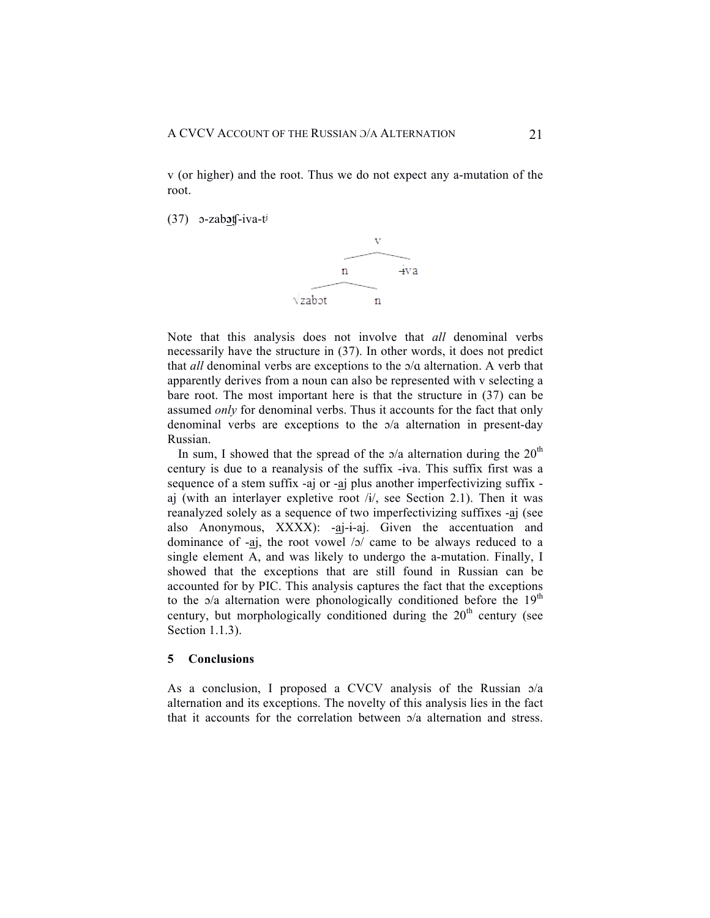v (or higher) and the root. Thus we do not expect any a-mutation of the root.

(37) ɔ-zab**ɔ**ʧ-iva-tʲ

```
            v
          /   \
         n    -ɨva
       /   \
  √zabɔt    n
```

Note that this analysis does not involve that *all* denominal verbs necessarily have the structure in (37). In other words, it does not predict that *all* denominal verbs are exceptions to the ɔ/ɑ alternation. A verb that apparently derives from a noun can also be represented with v selecting a bare root. The most important here is that the structure in (37) can be assumed *only* for denominal verbs. Thus it accounts for the fact that only denominal verbs are exceptions to the ɔ/a alternation in present-day Russian.

In sum, I showed that the spread of the ɔ/a alternation during the 20th century is due to a reanalysis of the suffix -ɨva. This suffix first was a sequence of a stem suffix -aj or -a̲j plus another imperfectivizing suffix -aj (with an interlayer expletive root /ɨ/, see Section 2.1). Then it was reanalyzed solely as a sequence of two imperfectivizing suffixes -a̲j (see also Anonymous, XXXX): -a̲j-ɨ-aj. Given the accentuation and dominance of -a̲j, the root vowel /ɔ/ came to be always reduced to a single element A, and was likely to undergo the a-mutation. Finally, I showed that the exceptions that are still found in Russian can be accounted for by PIC. This analysis captures the fact that the exceptions to the ɔ/a alternation were phonologically conditioned before the 19th century, but morphologically conditioned during the 20th century (see Section 1.1.3).

## 5 Conclusions

As a conclusion, I proposed a CVCV analysis of the Russian ɔ/a alternation and its exceptions. The novelty of this analysis lies in the fact that it accounts for the correlation between ɔ/a alternation and stress.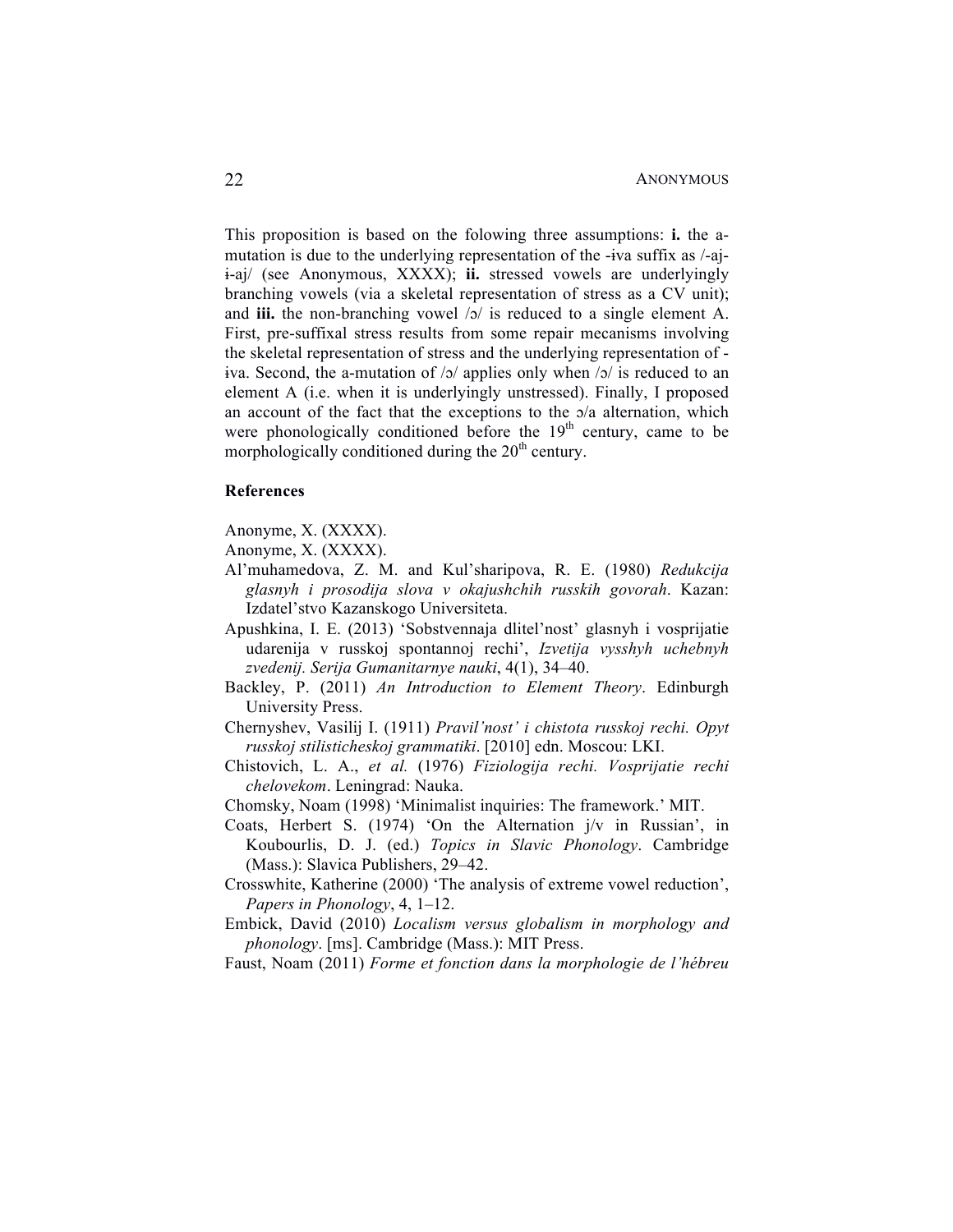This proposition is based on the folowing three assumptions: **i.** the a-mutation is due to the underlying representation of the -ɨva suffix as /-aj-ɨ-aj/ (see Anonymous, XXXX); **ii.** stressed vowels are underlyingly branching vowels (via a skeletal representation of stress as a CV unit); and **iii.** the non-branching vowel /ɔ/ is reduced to a single element A. First, pre-suffixal stress results from some repair mecanisms involving the skeletal representation of stress and the underlying representation of -ɨva. Second, the a-mutation of /ɔ/ applies only when /ɔ/ is reduced to an element A (i.e. when it is underlyingly unstressed). Finally, I proposed an account of the fact that the exceptions to the ɔ/a alternation, which were phonologically conditioned before the 19th century, came to be morphologically conditioned during the 20th century.

**References**

Anonyme, X. (XXXX).

Anonyme, X. (XXXX).

Al'muhamedova, Z. M. and Kul'sharipova, R. E. (1980) *Redukcija glasnyh i prosodija slova v okajushchih russkih govorah*. Kazan: Izdatel'stvo Kazanskogo Universiteta.

Apushkina, I. E. (2013) 'Sobstvennaja dlitel'nost' glasnyh i vosprijatie udarenija v russkoj spontannoj rechi', *Izvetija vysshyh uchebnyh zvedenij. Serija Gumanitarnye nauki*, 4(1), 34–40.

Backley, P. (2011) *An Introduction to Element Theory*. Edinburgh University Press.

Chernyshev, Vasilij I. (1911) *Pravil'nost' i chistota russkoj rechi. Opyt russkoj stilisticheskoj grammatiki*. [2010] edn. Moscou: LKI.

Chistovich, L. A., *et al.* (1976) *Fiziologija rechi. Vosprijatie rechi chelovekom*. Leningrad: Nauka.

Chomsky, Noam (1998) 'Minimalist inquiries: The framework.' MIT.

Coats, Herbert S. (1974) 'On the Alternation j/v in Russian', in Koubourlis, D. J. (ed.) *Topics in Slavic Phonology*. Cambridge (Mass.): Slavica Publishers, 29–42.

Crosswhite, Katherine (2000) 'The analysis of extreme vowel reduction', *Papers in Phonology*, 4, 1–12.

Embick, David (2010) *Localism versus globalism in morphology and phonology*. [ms]. Cambridge (Mass.): MIT Press.

Faust, Noam (2011) *Forme et fonction dans la morphologie de l'hébreu*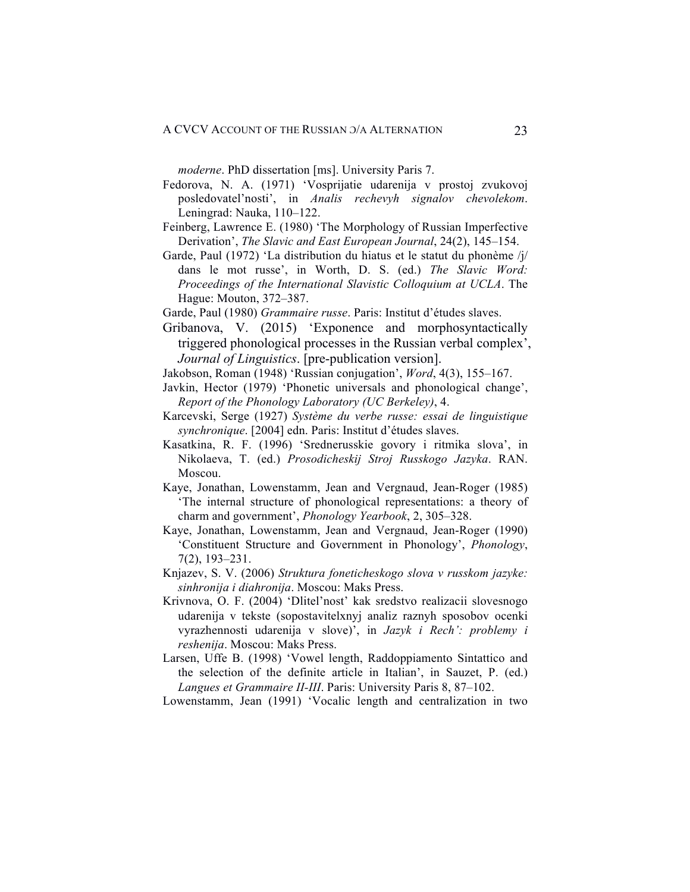*moderne*. PhD dissertation [ms]. University Paris 7.

Fedorova, N. A. (1971) 'Vosprijatie udarenija v prostoj zvukovoj posledovatel'nosti', in *Analis rechevyh signalov chevolekom*. Leningrad: Nauka, 110–122.

Feinberg, Lawrence E. (1980) 'The Morphology of Russian Imperfective Derivation', *The Slavic and East European Journal*, 24(2), 145–154.

Garde, Paul (1972) 'La distribution du hiatus et le statut du phonème /j/ dans le mot russe', in Worth, D. S. (ed.) *The Slavic Word: Proceedings of the International Slavistic Colloquium at UCLA*. The Hague: Mouton, 372–387.

Garde, Paul (1980) *Grammaire russe*. Paris: Institut d'études slaves.

Gribanova, V. (2015) 'Exponence and morphosyntactically triggered phonological processes in the Russian verbal complex', *Journal of Linguistics*. [pre-publication version].

Jakobson, Roman (1948) 'Russian conjugation', *Word*, 4(3), 155–167.

Javkin, Hector (1979) 'Phonetic universals and phonological change', *Report of the Phonology Laboratory (UC Berkeley)*, 4.

Karcevski, Serge (1927) *Système du verbe russe: essai de linguistique synchronique*. [2004] edn. Paris: Institut d'études slaves.

Kasatkina, R. F. (1996) 'Srednerusskie govory i ritmika slova', in Nikolaeva, T. (ed.) *Prosodicheskij Stroj Russkogo Jazyka*. RAN. Moscou.

Kaye, Jonathan, Lowenstamm, Jean and Vergnaud, Jean-Roger (1985) 'The internal structure of phonological representations: a theory of charm and government', *Phonology Yearbook*, 2, 305–328.

Kaye, Jonathan, Lowenstamm, Jean and Vergnaud, Jean-Roger (1990) 'Constituent Structure and Government in Phonology', *Phonology*, 7(2), 193–231.

Knjazev, S. V. (2006) *Struktura foneticheskogo slova v russkom jazyke: sinhronija i diahronija*. Moscou: Maks Press.

Krivnova, O. F. (2004) 'Dlitel'nost' kak sredstvo realizacii slovesnogo udarenija v tekste (sopostavitelxnyj analiz raznyh sposobov ocenki vyrazhennosti udarenija v slove)', in *Jazyk i Rech': problemy i reshenija*. Moscou: Maks Press.

Larsen, Uffe B. (1998) 'Vowel length, Raddoppiamento Sintattico and the selection of the definite article in Italian', in Sauzet, P. (ed.) *Langues et Grammaire II-III*. Paris: University Paris 8, 87–102.

Lowenstamm, Jean (1991) 'Vocalic length and centralization in two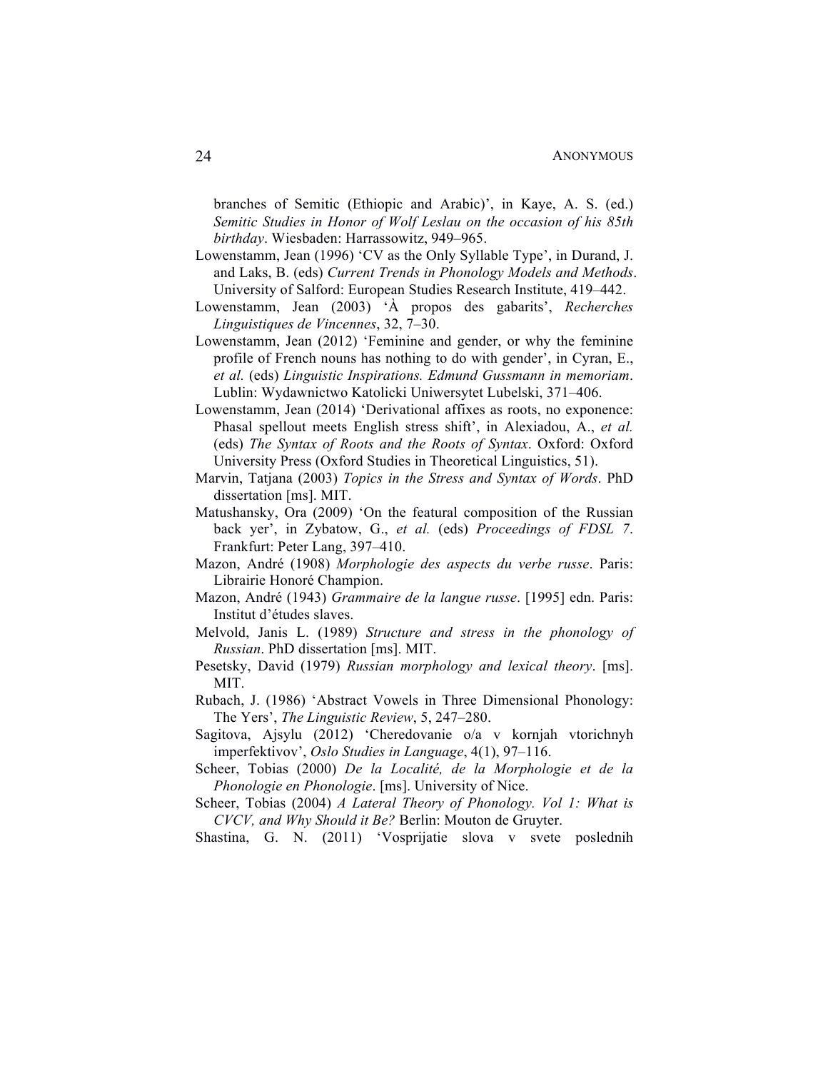branches of Semitic (Ethiopic and Arabic)', in Kaye, A. S. (ed.) *Semitic Studies in Honor of Wolf Leslau on the occasion of his 85th birthday*. Wiesbaden: Harrassowitz, 949–965.

Lowenstamm, Jean (1996) 'CV as the Only Syllable Type', in Durand, J. and Laks, B. (eds) *Current Trends in Phonology Models and Methods*. University of Salford: European Studies Research Institute, 419–442.

Lowenstamm, Jean (2003) 'À propos des gabarits', *Recherches Linguistiques de Vincennes*, 32, 7–30.

Lowenstamm, Jean (2012) 'Feminine and gender, or why the feminine profile of French nouns has nothing to do with gender', in Cyran, E., *et al.* (eds) *Linguistic Inspirations. Edmund Gussmann in memoriam*. Lublin: Wydawnictwo Katolicki Uniwersytet Lubelski, 371–406.

Lowenstamm, Jean (2014) 'Derivational affixes as roots, no exponence: Phasal spellout meets English stress shift', in Alexiadou, A., *et al.* (eds) *The Syntax of Roots and the Roots of Syntax*. Oxford: Oxford University Press (Oxford Studies in Theoretical Linguistics, 51).

Marvin, Tatjana (2003) *Topics in the Stress and Syntax of Words*. PhD dissertation [ms]. MIT.

Matushansky, Ora (2009) 'On the featural composition of the Russian back yer', in Zybatow, G., *et al.* (eds) *Proceedings of FDSL 7*. Frankfurt: Peter Lang, 397–410.

Mazon, André (1908) *Morphologie des aspects du verbe russe*. Paris: Librairie Honoré Champion.

Mazon, André (1943) *Grammaire de la langue russe*. [1995] edn. Paris: Institut d'études slaves.

Melvold, Janis L. (1989) *Structure and stress in the phonology of Russian*. PhD dissertation [ms]. MIT.

Pesetsky, David (1979) *Russian morphology and lexical theory*. [ms]. MIT.

Rubach, J. (1986) 'Abstract Vowels in Three Dimensional Phonology: The Yers', *The Linguistic Review*, 5, 247–280.

Sagitova, Ajsylu (2012) 'Cheredovanie o/a v kornjah vtorichnyh imperfektivov', *Oslo Studies in Language*, 4(1), 97–116.

Scheer, Tobias (2000) *De la Localité, de la Morphologie et de la Phonologie en Phonologie*. [ms]. University of Nice.

Scheer, Tobias (2004) *A Lateral Theory of Phonology. Vol 1: What is CVCV, and Why Should it Be?* Berlin: Mouton de Gruyter.

Shastina, G. N. (2011) 'Vosprijatie slova v svete poslednih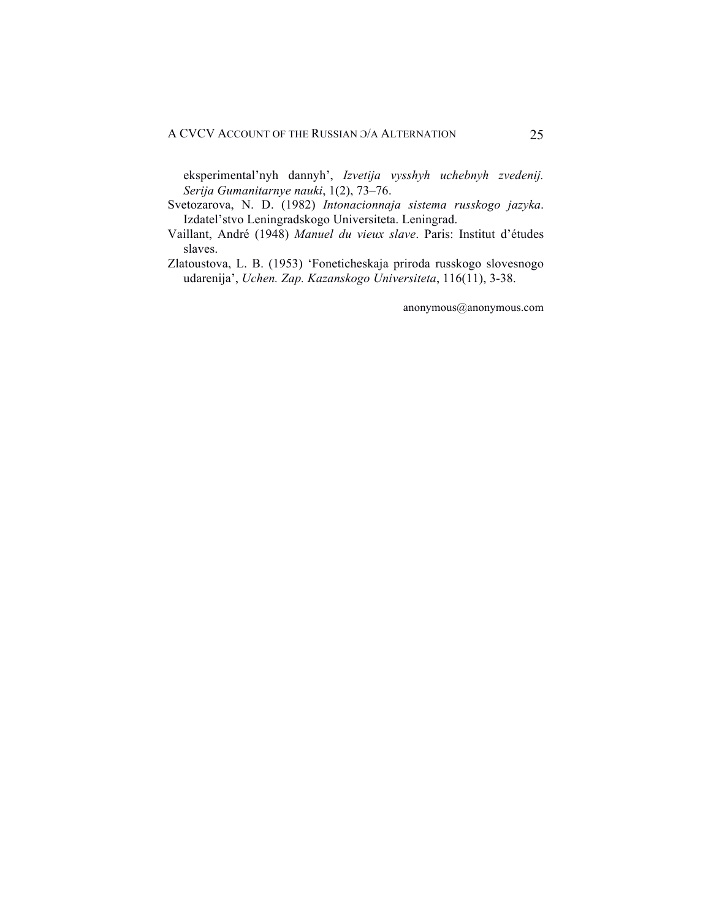eksperimental'nyh dannyh', *Izvetija vysshyh uchebnyh zvedenij. Serija Gumanitarnye nauki*, 1(2), 73–76.

Svetozarova, N. D. (1982) *Intonacionnaja sistema russkogo jazyka*. Izdatel'stvo Leningradskogo Universiteta. Leningrad.

Vaillant, André (1948) *Manuel du vieux slave*. Paris: Institut d'études slaves.

Zlatoustova, L. B. (1953) 'Foneticheskaja priroda russkogo slovesnogo udarenija', *Uchen. Zap. Kazanskogo Universiteta*, 116(11), 3-38.

anonymous@anonymous.com